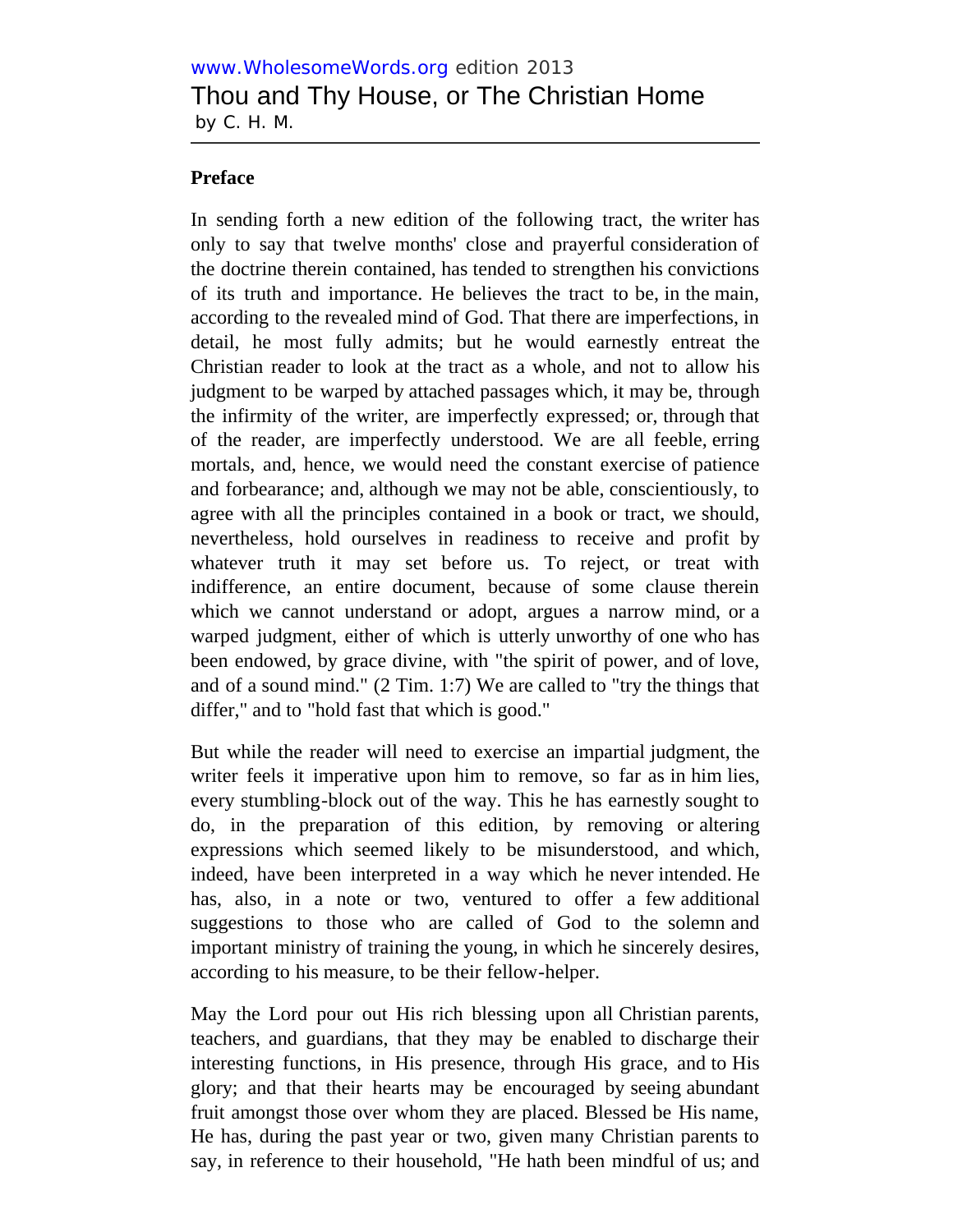www.WholesomeWords.org edition 2013

# Thou and Thy House, or The Christian Home

by C. H. M.

---

## Preface

In sending forth a new edition of the following tract, the writer has only to say that twelve months' close and prayerful consideration of the doctrine therein contained, has tended to strengthen his convictions of its truth and importance. He believes the tract to be, in the main, according to the revealed mind of God. That there are imperfections, in detail, he most fully admits; but he would earnestly entreat the Christian reader to look at the tract as a whole, and not to allow his judgment to be warped by attached passages which, it may be, through the infirmity of the writer, are imperfectly expressed; or, through that of the reader, are imperfectly understood. We are all feeble, erring mortals, and, hence, we would need the constant exercise of patience and forbearance; and, although we may not be able, conscientiously, to agree with all the principles contained in a book or tract, we should, nevertheless, hold ourselves in readiness to receive and profit by whatever truth it may set before us. To reject, or treat with indifference, an entire document, because of some clause therein which we cannot understand or adopt, argues a narrow mind, or a warped judgment, either of which is utterly unworthy of one who has been endowed, by grace divine, with "the spirit of power, and of love, and of a sound mind." (2 Tim. 1:7) We are called to "try the things that differ," and to "hold fast that which is good."

But while the reader will need to exercise an impartial judgment, the writer feels it imperative upon him to remove, so far as in him lies, every stumbling-block out of the way. This he has earnestly sought to do, in the preparation of this edition, by removing or altering expressions which seemed likely to be misunderstood, and which, indeed, have been interpreted in a way which he never intended. He has, also, in a note or two, ventured to offer a few additional suggestions to those who are called of God to the solemn and important ministry of training the young, in which he sincerely desires, according to his measure, to be their fellow-helper.

May the Lord pour out His rich blessing upon all Christian parents, teachers, and guardians, that they may be enabled to discharge their interesting functions, in His presence, through His grace, and to His glory; and that their hearts may be encouraged by seeing abundant fruit amongst those over whom they are placed. Blessed be His name, He has, during the past year or two, given many Christian parents to say, in reference to their household, "He hath been mindful of us; and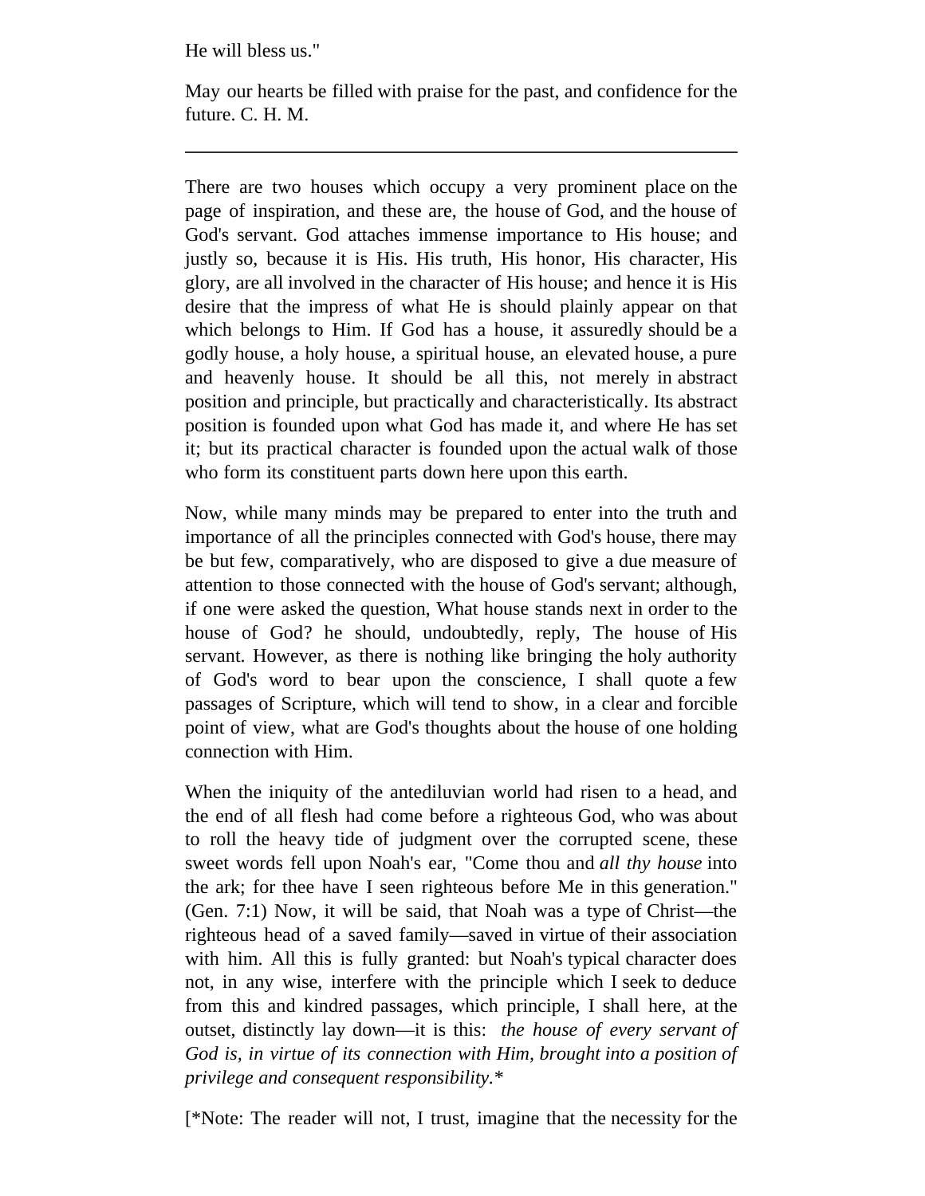He will bless us."

May our hearts be filled with praise for the past, and confidence for the future. C. H. M.

---

There are two houses which occupy a very prominent place on the page of inspiration, and these are, the house of God, and the house of God's servant. God attaches immense importance to His house; and justly so, because it is His. His truth, His honor, His character, His glory, are all involved in the character of His house; and hence it is His desire that the impress of what He is should plainly appear on that which belongs to Him. If God has a house, it assuredly should be a godly house, a holy house, a spiritual house, an elevated house, a pure and heavenly house. It should be all this, not merely in abstract position and principle, but practically and characteristically. Its abstract position is founded upon what God has made it, and where He has set it; but its practical character is founded upon the actual walk of those who form its constituent parts down here upon this earth.

Now, while many minds may be prepared to enter into the truth and importance of all the principles connected with God's house, there may be but few, comparatively, who are disposed to give a due measure of attention to those connected with the house of God's servant; although, if one were asked the question, What house stands next in order to the house of God? he should, undoubtedly, reply, The house of His servant. However, as there is nothing like bringing the holy authority of God's word to bear upon the conscience, I shall quote a few passages of Scripture, which will tend to show, in a clear and forcible point of view, what are God's thoughts about the house of one holding connection with Him.

When the iniquity of the antediluvian world had risen to a head, and the end of all flesh had come before a righteous God, who was about to roll the heavy tide of judgment over the corrupted scene, these sweet words fell upon Noah's ear, "Come thou and *all thy house* into the ark; for thee have I seen righteous before Me in this generation." (Gen. 7:1) Now, it will be said, that Noah was a type of Christ—the righteous head of a saved family—saved in virtue of their association with him. All this is fully granted: but Noah's typical character does not, in any wise, interfere with the principle which I seek to deduce from this and kindred passages, which principle, I shall here, at the outset, distinctly lay down—it is this: *the house of every servant of God is, in virtue of its connection with Him, brought into a position of privilege and consequent responsibility.**

[*Note: The reader will not, I trust, imagine that the necessity for the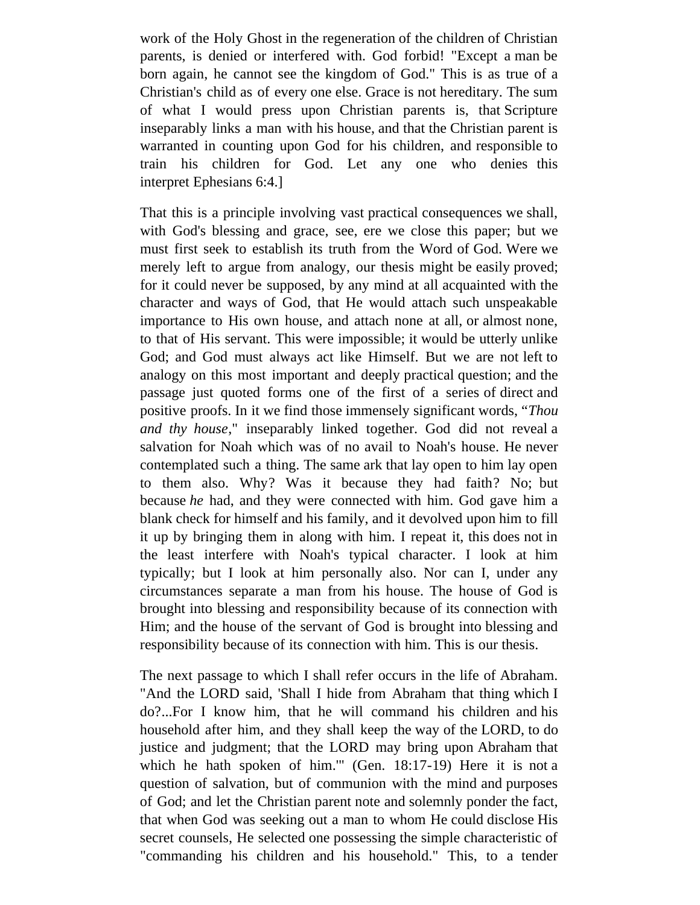work of the Holy Ghost in the regeneration of the children of Christian parents, is denied or interfered with. God forbid! "Except a man be born again, he cannot see the kingdom of God." This is as true of a Christian's child as of every one else. Grace is not hereditary. The sum of what I would press upon Christian parents is, that Scripture inseparably links a man with his house, and that the Christian parent is warranted in counting upon God for his children, and responsible to train his children for God. Let any one who denies this interpret Ephesians 6:4.]

That this is a principle involving vast practical consequences we shall, with God's blessing and grace, see, ere we close this paper; but we must first seek to establish its truth from the Word of God. Were we merely left to argue from analogy, our thesis might be easily proved; for it could never be supposed, by any mind at all acquainted with the character and ways of God, that He would attach such unspeakable importance to His own house, and attach none at all, or almost none, to that of His servant. This were impossible; it would be utterly unlike God; and God must always act like Himself. But we are not left to analogy on this most important and deeply practical question; and the passage just quoted forms one of the first of a series of direct and positive proofs. In it we find those immensely significant words, "*Thou and thy house*," inseparably linked together. God did not reveal a salvation for Noah which was of no avail to Noah's house. He never contemplated such a thing. The same ark that lay open to him lay open to them also. Why? Was it because they had faith? No; but because *he* had, and they were connected with him. God gave him a blank check for himself and his family, and it devolved upon him to fill it up by bringing them in along with him. I repeat it, this does not in the least interfere with Noah's typical character. I look at him typically; but I look at him personally also. Nor can I, under any circumstances separate a man from his house. The house of God is brought into blessing and responsibility because of its connection with Him; and the house of the servant of God is brought into blessing and responsibility because of its connection with him. This is our thesis.

The next passage to which I shall refer occurs in the life of Abraham. "And the LORD said, 'Shall I hide from Abraham that thing which I do?...For I know him, that he will command his children and his household after him, and they shall keep the way of the LORD, to do justice and judgment; that the LORD may bring upon Abraham that which he hath spoken of him.'" (Gen. 18:17-19) Here it is not a question of salvation, but of communion with the mind and purposes of God; and let the Christian parent note and solemnly ponder the fact, that when God was seeking out a man to whom He could disclose His secret counsels, He selected one possessing the simple characteristic of "commanding his children and his household." This, to a tender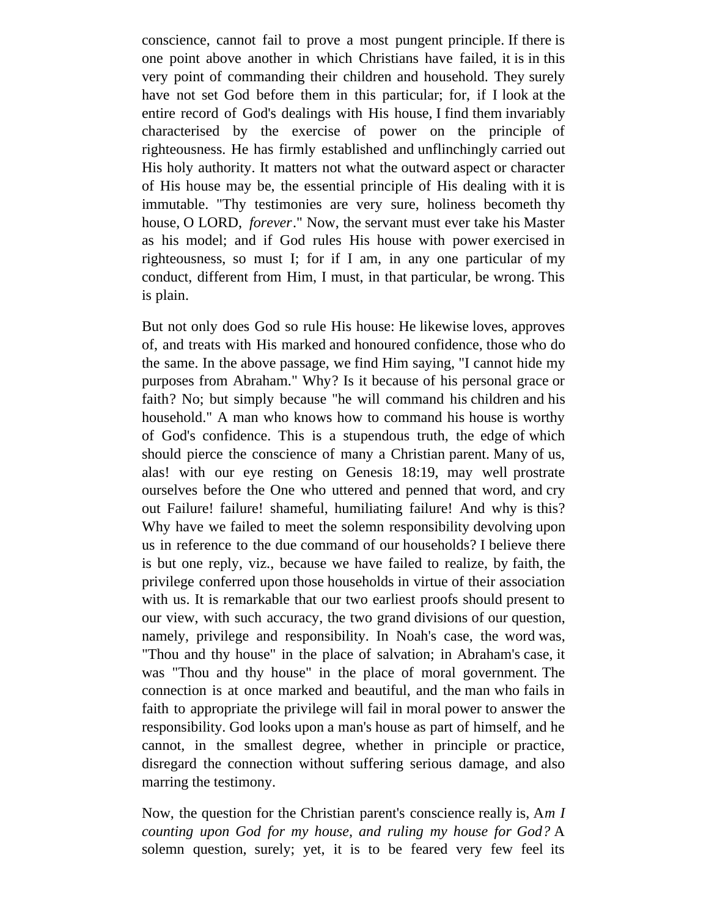conscience, cannot fail to prove a most pungent principle. If there is one point above another in which Christians have failed, it is in this very point of commanding their children and household. They surely have not set God before them in this particular; for, if I look at the entire record of God's dealings with His house, I find them invariably characterised by the exercise of power on the principle of righteousness. He has firmly established and unflinchingly carried out His holy authority. It matters not what the outward aspect or character of His house may be, the essential principle of His dealing with it is immutable. "Thy testimonies are very sure, holiness becometh thy house, O LORD, *forever*." Now, the servant must ever take his Master as his model; and if God rules His house with power exercised in righteousness, so must I; for if I am, in any one particular of my conduct, different from Him, I must, in that particular, be wrong. This is plain.

But not only does God so rule His house: He likewise loves, approves of, and treats with His marked and honoured confidence, those who do the same. In the above passage, we find Him saying, "I cannot hide my purposes from Abraham." Why? Is it because of his personal grace or faith? No; but simply because "he will command his children and his household." A man who knows how to command his house is worthy of God's confidence. This is a stupendous truth, the edge of which should pierce the conscience of many a Christian parent. Many of us, alas! with our eye resting on Genesis 18:19, may well prostrate ourselves before the One who uttered and penned that word, and cry out Failure! failure! shameful, humiliating failure! And why is this? Why have we failed to meet the solemn responsibility devolving upon us in reference to the due command of our households? I believe there is but one reply, viz., because we have failed to realize, by faith, the privilege conferred upon those households in virtue of their association with us. It is remarkable that our two earliest proofs should present to our view, with such accuracy, the two grand divisions of our question, namely, privilege and responsibility. In Noah's case, the word was, "Thou and thy house" in the place of salvation; in Abraham's case, it was "Thou and thy house" in the place of moral government. The connection is at once marked and beautiful, and the man who fails in faith to appropriate the privilege will fail in moral power to answer the responsibility. God looks upon a man's house as part of himself, and he cannot, in the smallest degree, whether in principle or practice, disregard the connection without suffering serious damage, and also marring the testimony.

Now, the question for the Christian parent's conscience really is, A*m I counting upon God for my house, and ruling my house for God?* A solemn question, surely; yet, it is to be feared very few feel its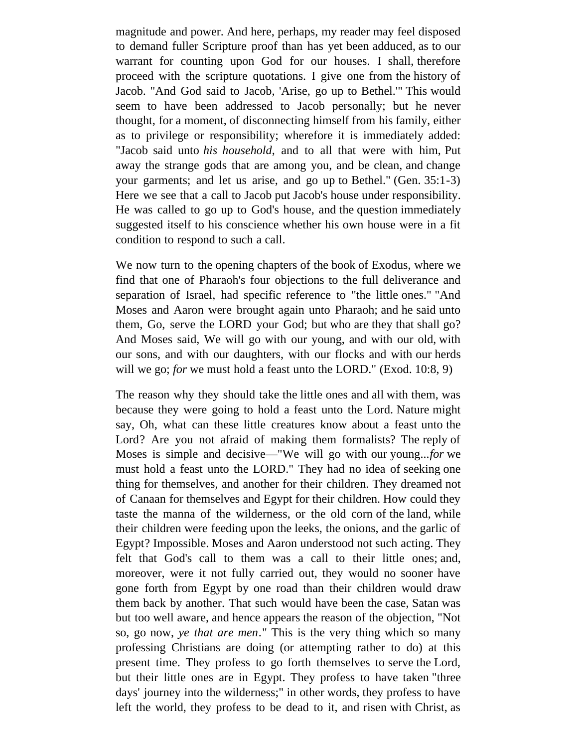magnitude and power. And here, perhaps, my reader may feel disposed to demand fuller Scripture proof than has yet been adduced, as to our warrant for counting upon God for our houses. I shall, therefore proceed with the scripture quotations. I give one from the history of Jacob. "And God said to Jacob, 'Arise, go up to Bethel.'" This would seem to have been addressed to Jacob personally; but he never thought, for a moment, of disconnecting himself from his family, either as to privilege or responsibility; wherefore it is immediately added: "Jacob said unto *his household*, and to all that were with him, Put away the strange gods that are among you, and be clean, and change your garments; and let us arise, and go up to Bethel." (Gen. 35:1-3) Here we see that a call to Jacob put Jacob's house under responsibility. He was called to go up to God's house, and the question immediately suggested itself to his conscience whether his own house were in a fit condition to respond to such a call.

We now turn to the opening chapters of the book of Exodus, where we find that one of Pharaoh's four objections to the full deliverance and separation of Israel, had specific reference to "the little ones." "And Moses and Aaron were brought again unto Pharaoh; and he said unto them, Go, serve the LORD your God; but who are they that shall go? And Moses said, We will go with our young, and with our old, with our sons, and with our daughters, with our flocks and with our herds will we go; *for* we must hold a feast unto the LORD." (Exod. 10:8, 9)

The reason why they should take the little ones and all with them, was because they were going to hold a feast unto the Lord. Nature might say, Oh, what can these little creatures know about a feast unto the Lord? Are you not afraid of making them formalists? The reply of Moses is simple and decisive—"We will go with our young...*for* we must hold a feast unto the LORD." They had no idea of seeking one thing for themselves, and another for their children. They dreamed not of Canaan for themselves and Egypt for their children. How could they taste the manna of the wilderness, or the old corn of the land, while their children were feeding upon the leeks, the onions, and the garlic of Egypt? Impossible. Moses and Aaron understood not such acting. They felt that God's call to them was a call to their little ones; and, moreover, were it not fully carried out, they would no sooner have gone forth from Egypt by one road than their children would draw them back by another. That such would have been the case, Satan was but too well aware, and hence appears the reason of the objection, "Not so, go now, *ye that are men*." This is the very thing which so many professing Christians are doing (or attempting rather to do) at this present time. They profess to go forth themselves to serve the Lord, but their little ones are in Egypt. They profess to have taken "three days' journey into the wilderness;" in other words, they profess to have left the world, they profess to be dead to it, and risen with Christ, as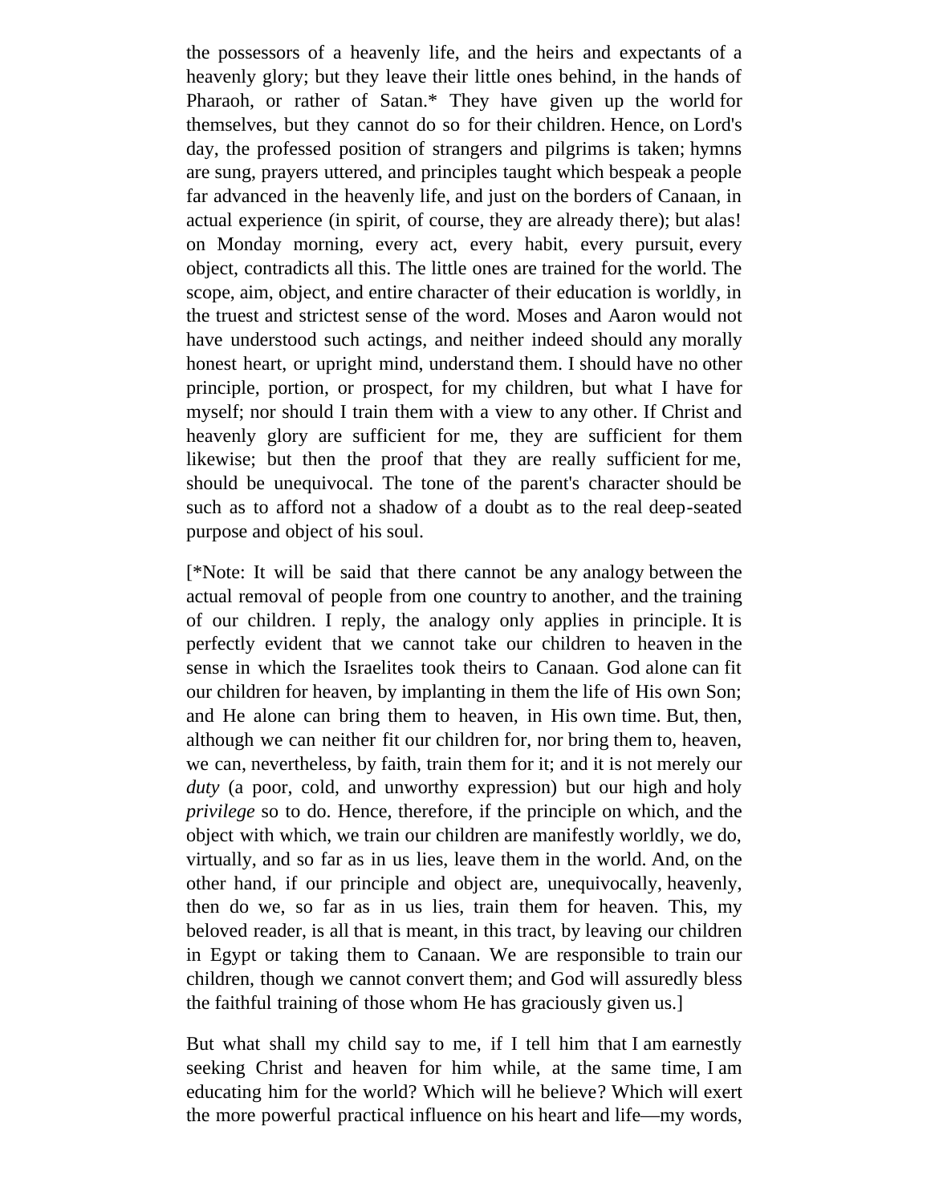the possessors of a heavenly life, and the heirs and expectants of a heavenly glory; but they leave their little ones behind, in the hands of Pharaoh, or rather of Satan.* They have given up the world for themselves, but they cannot do so for their children. Hence, on Lord's day, the professed position of strangers and pilgrims is taken; hymns are sung, prayers uttered, and principles taught which bespeak a people far advanced in the heavenly life, and just on the borders of Canaan, in actual experience (in spirit, of course, they are already there); but alas! on Monday morning, every act, every habit, every pursuit, every object, contradicts all this. The little ones are trained for the world. The scope, aim, object, and entire character of their education is worldly, in the truest and strictest sense of the word. Moses and Aaron would not have understood such actings, and neither indeed should any morally honest heart, or upright mind, understand them. I should have no other principle, portion, or prospect, for my children, but what I have for myself; nor should I train them with a view to any other. If Christ and heavenly glory are sufficient for me, they are sufficient for them likewise; but then the proof that they are really sufficient for me, should be unequivocal. The tone of the parent's character should be such as to afford not a shadow of a doubt as to the real deep-seated purpose and object of his soul.

[*Note: It will be said that there cannot be any analogy between the actual removal of people from one country to another, and the training of our children. I reply, the analogy only applies in principle. It is perfectly evident that we cannot take our children to heaven in the sense in which the Israelites took theirs to Canaan. God alone can fit our children for heaven, by implanting in them the life of His own Son; and He alone can bring them to heaven, in His own time. But, then, although we can neither fit our children for, nor bring them to, heaven, we can, nevertheless, by faith, train them for it; and it is not merely our *duty* (a poor, cold, and unworthy expression) but our high and holy *privilege* so to do. Hence, therefore, if the principle on which, and the object with which, we train our children are manifestly worldly, we do, virtually, and so far as in us lies, leave them in the world. And, on the other hand, if our principle and object are, unequivocally, heavenly, then do we, so far as in us lies, train them for heaven. This, my beloved reader, is all that is meant, in this tract, by leaving our children in Egypt or taking them to Canaan. We are responsible to train our children, though we cannot convert them; and God will assuredly bless the faithful training of those whom He has graciously given us.]

But what shall my child say to me, if I tell him that I am earnestly seeking Christ and heaven for him while, at the same time, I am educating him for the world? Which will he believe? Which will exert the more powerful practical influence on his heart and life—my words,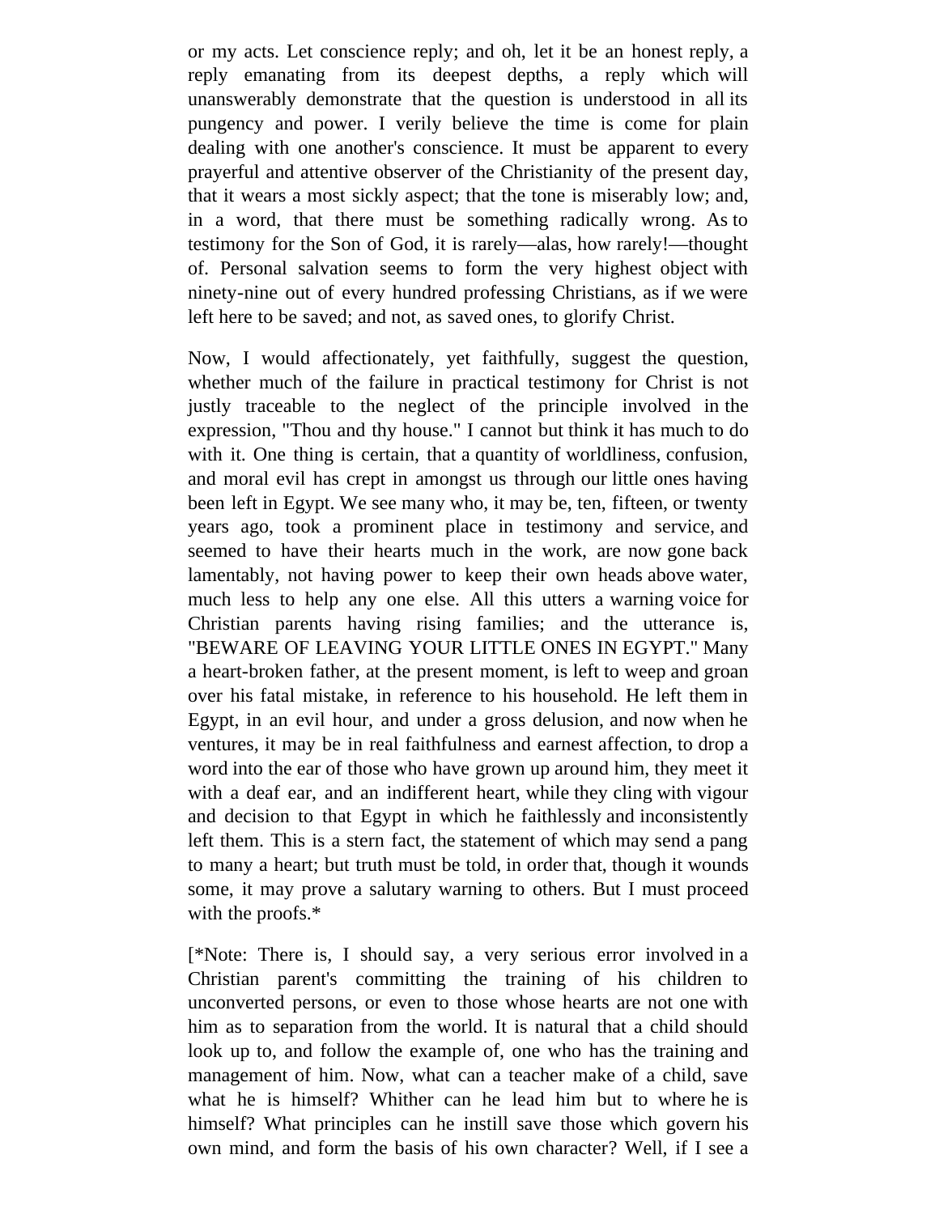or my acts. Let conscience reply; and oh, let it be an honest reply, a reply emanating from its deepest depths, a reply which will unanswerably demonstrate that the question is understood in all its pungency and power. I verily believe the time is come for plain dealing with one another's conscience. It must be apparent to every prayerful and attentive observer of the Christianity of the present day, that it wears a most sickly aspect; that the tone is miserably low; and, in a word, that there must be something radically wrong. As to testimony for the Son of God, it is rarely—alas, how rarely!—thought of. Personal salvation seems to form the very highest object with ninety-nine out of every hundred professing Christians, as if we were left here to be saved; and not, as saved ones, to glorify Christ.

Now, I would affectionately, yet faithfully, suggest the question, whether much of the failure in practical testimony for Christ is not justly traceable to the neglect of the principle involved in the expression, "Thou and thy house." I cannot but think it has much to do with it. One thing is certain, that a quantity of worldliness, confusion, and moral evil has crept in amongst us through our little ones having been left in Egypt. We see many who, it may be, ten, fifteen, or twenty years ago, took a prominent place in testimony and service, and seemed to have their hearts much in the work, are now gone back lamentably, not having power to keep their own heads above water, much less to help any one else. All this utters a warning voice for Christian parents having rising families; and the utterance is, "BEWARE OF LEAVING YOUR LITTLE ONES IN EGYPT." Many a heart-broken father, at the present moment, is left to weep and groan over his fatal mistake, in reference to his household. He left them in Egypt, in an evil hour, and under a gross delusion, and now when he ventures, it may be in real faithfulness and earnest affection, to drop a word into the ear of those who have grown up around him, they meet it with a deaf ear, and an indifferent heart, while they cling with vigour and decision to that Egypt in which he faithlessly and inconsistently left them. This is a stern fact, the statement of which may send a pang to many a heart; but truth must be told, in order that, though it wounds some, it may prove a salutary warning to others. But I must proceed with the proofs.*

[*Note: There is, I should say, a very serious error involved in a Christian parent's committing the training of his children to unconverted persons, or even to those whose hearts are not one with him as to separation from the world. It is natural that a child should look up to, and follow the example of, one who has the training and management of him. Now, what can a teacher make of a child, save what he is himself? Whither can he lead him but to where he is himself? What principles can he instill save those which govern his own mind, and form the basis of his own character? Well, if I see a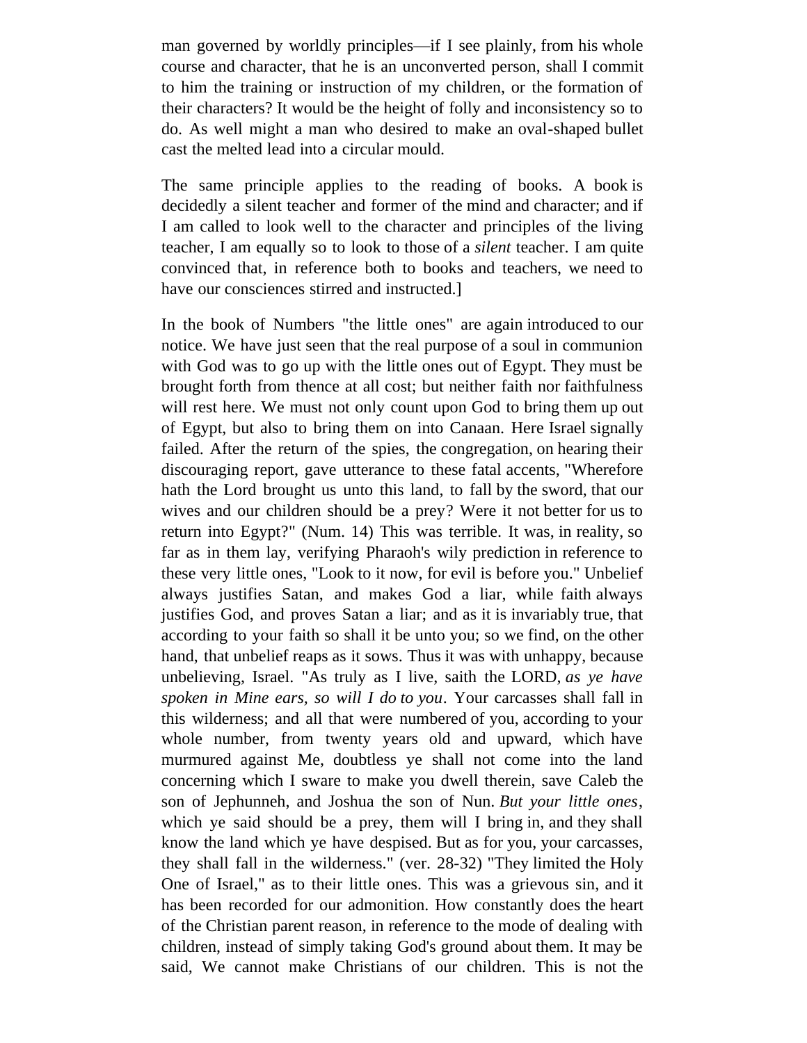man governed by worldly principles—if I see plainly, from his whole course and character, that he is an unconverted person, shall I commit to him the training or instruction of my children, or the formation of their characters? It would be the height of folly and inconsistency so to do. As well might a man who desired to make an oval-shaped bullet cast the melted lead into a circular mould.

The same principle applies to the reading of books. A book is decidedly a silent teacher and former of the mind and character; and if I am called to look well to the character and principles of the living teacher, I am equally so to look to those of a *silent* teacher. I am quite convinced that, in reference both to books and teachers, we need to have our consciences stirred and instructed.]

In the book of Numbers "the little ones" are again introduced to our notice. We have just seen that the real purpose of a soul in communion with God was to go up with the little ones out of Egypt. They must be brought forth from thence at all cost; but neither faith nor faithfulness will rest here. We must not only count upon God to bring them up out of Egypt, but also to bring them on into Canaan. Here Israel signally failed. After the return of the spies, the congregation, on hearing their discouraging report, gave utterance to these fatal accents, "Wherefore hath the Lord brought us unto this land, to fall by the sword, that our wives and our children should be a prey? Were it not better for us to return into Egypt?" (Num. 14) This was terrible. It was, in reality, so far as in them lay, verifying Pharaoh's wily prediction in reference to these very little ones, "Look to it now, for evil is before you." Unbelief always justifies Satan, and makes God a liar, while faith always justifies God, and proves Satan a liar; and as it is invariably true, that according to your faith so shall it be unto you; so we find, on the other hand, that unbelief reaps as it sows. Thus it was with unhappy, because unbelieving, Israel. "As truly as I live, saith the LORD, *as ye have spoken in Mine ears, so will I do to you*. Your carcasses shall fall in this wilderness; and all that were numbered of you, according to your whole number, from twenty years old and upward, which have murmured against Me, doubtless ye shall not come into the land concerning which I sware to make you dwell therein, save Caleb the son of Jephunneh, and Joshua the son of Nun. *But your little ones*, which ye said should be a prey, them will I bring in, and they shall know the land which ye have despised. But as for you, your carcasses, they shall fall in the wilderness." (ver. 28-32) "They limited the Holy One of Israel," as to their little ones. This was a grievous sin, and it has been recorded for our admonition. How constantly does the heart of the Christian parent reason, in reference to the mode of dealing with children, instead of simply taking God's ground about them. It may be said, We cannot make Christians of our children. This is not the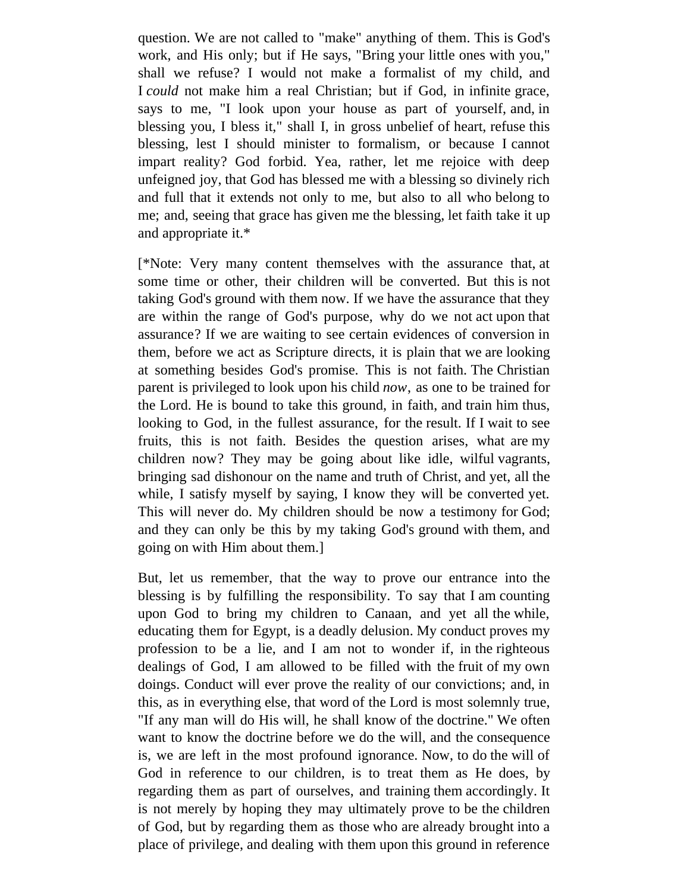question. We are not called to "make" anything of them. This is God's work, and His only; but if He says, "Bring your little ones with you," shall we refuse? I would not make a formalist of my child, and I *could* not make him a real Christian; but if God, in infinite grace, says to me, "I look upon your house as part of yourself, and, in blessing you, I bless it," shall I, in gross unbelief of heart, refuse this blessing, lest I should minister to formalism, or because I cannot impart reality? God forbid. Yea, rather, let me rejoice with deep unfeigned joy, that God has blessed me with a blessing so divinely rich and full that it extends not only to me, but also to all who belong to me; and, seeing that grace has given me the blessing, let faith take it up and appropriate it.*

[*Note: Very many content themselves with the assurance that, at some time or other, their children will be converted. But this is not taking God's ground with them now. If we have the assurance that they are within the range of God's purpose, why do we not act upon that assurance? If we are waiting to see certain evidences of conversion in them, before we act as Scripture directs, it is plain that we are looking at something besides God's promise. This is not faith. The Christian parent is privileged to look upon his child *now*, as one to be trained for the Lord. He is bound to take this ground, in faith, and train him thus, looking to God, in the fullest assurance, for the result. If I wait to see fruits, this is not faith. Besides the question arises, what are my children now? They may be going about like idle, wilful vagrants, bringing sad dishonour on the name and truth of Christ, and yet, all the while, I satisfy myself by saying, I know they will be converted yet. This will never do. My children should be now a testimony for God; and they can only be this by my taking God's ground with them, and going on with Him about them.]

But, let us remember, that the way to prove our entrance into the blessing is by fulfilling the responsibility. To say that I am counting upon God to bring my children to Canaan, and yet all the while, educating them for Egypt, is a deadly delusion. My conduct proves my profession to be a lie, and I am not to wonder if, in the righteous dealings of God, I am allowed to be filled with the fruit of my own doings. Conduct will ever prove the reality of our convictions; and, in this, as in everything else, that word of the Lord is most solemnly true, "If any man will do His will, he shall know of the doctrine." We often want to know the doctrine before we do the will, and the consequence is, we are left in the most profound ignorance. Now, to do the will of God in reference to our children, is to treat them as He does, by regarding them as part of ourselves, and training them accordingly. It is not merely by hoping they may ultimately prove to be the children of God, but by regarding them as those who are already brought into a place of privilege, and dealing with them upon this ground in reference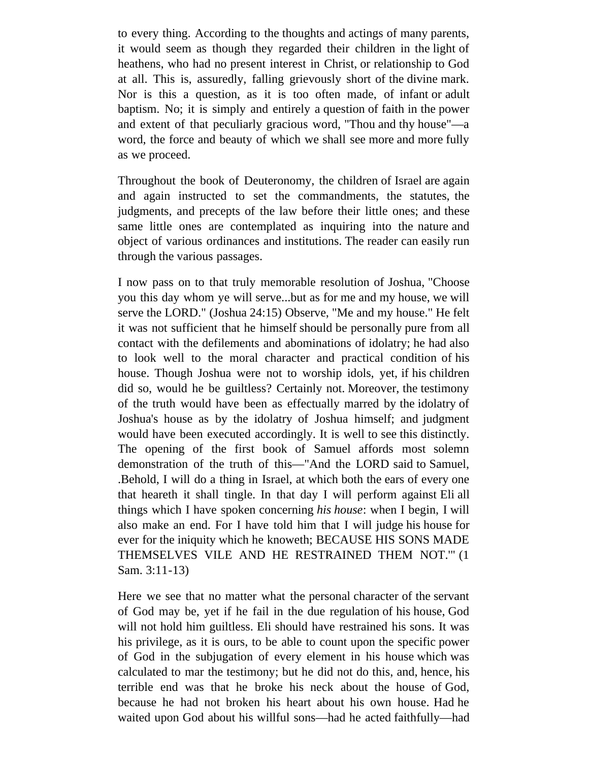to every thing. According to the thoughts and actings of many parents, it would seem as though they regarded their children in the light of heathens, who had no present interest in Christ, or relationship to God at all. This is, assuredly, falling grievously short of the divine mark. Nor is this a question, as it is too often made, of infant or adult baptism. No; it is simply and entirely a question of faith in the power and extent of that peculiarly gracious word, "Thou and thy house"—a word, the force and beauty of which we shall see more and more fully as we proceed.

Throughout the book of Deuteronomy, the children of Israel are again and again instructed to set the commandments, the statutes, the judgments, and precepts of the law before their little ones; and these same little ones are contemplated as inquiring into the nature and object of various ordinances and institutions. The reader can easily run through the various passages.

I now pass on to that truly memorable resolution of Joshua, "Choose you this day whom ye will serve...but as for me and my house, we will serve the LORD." (Joshua 24:15) Observe, "Me and my house." He felt it was not sufficient that he himself should be personally pure from all contact with the defilements and abominations of idolatry; he had also to look well to the moral character and practical condition of his house. Though Joshua were not to worship idols, yet, if his children did so, would he be guiltless? Certainly not. Moreover, the testimony of the truth would have been as effectually marred by the idolatry of Joshua's house as by the idolatry of Joshua himself; and judgment would have been executed accordingly. It is well to see this distinctly. The opening of the first book of Samuel affords most solemn demonstration of the truth of this—"And the LORD said to Samuel, .Behold, I will do a thing in Israel, at which both the ears of every one that heareth it shall tingle. In that day I will perform against Eli all things which I have spoken concerning *his house*: when I begin, I will also make an end. For I have told him that I will judge his house for ever for the iniquity which he knoweth; BECAUSE HIS SONS MADE THEMSELVES VILE AND HE RESTRAINED THEM NOT.'" (1 Sam. 3:11-13)

Here we see that no matter what the personal character of the servant of God may be, yet if he fail in the due regulation of his house, God will not hold him guiltless. Eli should have restrained his sons. It was his privilege, as it is ours, to be able to count upon the specific power of God in the subjugation of every element in his house which was calculated to mar the testimony; but he did not do this, and, hence, his terrible end was that he broke his neck about the house of God, because he had not broken his heart about his own house. Had he waited upon God about his willful sons—had he acted faithfully—had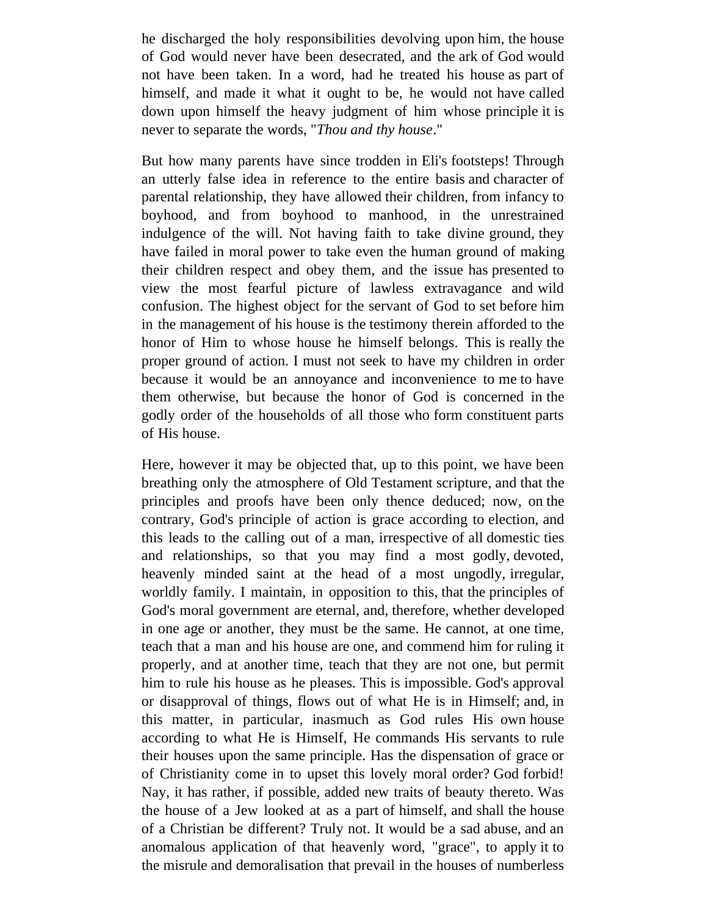he discharged the holy responsibilities devolving upon him, the house of God would never have been desecrated, and the ark of God would not have been taken. In a word, had he treated his house as part of himself, and made it what it ought to be, he would not have called down upon himself the heavy judgment of him whose principle it is never to separate the words, "*Thou and thy house*."

But how many parents have since trodden in Eli's footsteps! Through an utterly false idea in reference to the entire basis and character of parental relationship, they have allowed their children, from infancy to boyhood, and from boyhood to manhood, in the unrestrained indulgence of the will. Not having faith to take divine ground, they have failed in moral power to take even the human ground of making their children respect and obey them, and the issue has presented to view the most fearful picture of lawless extravagance and wild confusion. The highest object for the servant of God to set before him in the management of his house is the testimony therein afforded to the honor of Him to whose house he himself belongs. This is really the proper ground of action. I must not seek to have my children in order because it would be an annoyance and inconvenience to me to have them otherwise, but because the honor of God is concerned in the godly order of the households of all those who form constituent parts of His house.

Here, however it may be objected that, up to this point, we have been breathing only the atmosphere of Old Testament scripture, and that the principles and proofs have been only thence deduced; now, on the contrary, God's principle of action is grace according to election, and this leads to the calling out of a man, irrespective of all domestic ties and relationships, so that you may find a most godly, devoted, heavenly minded saint at the head of a most ungodly, irregular, worldly family. I maintain, in opposition to this, that the principles of God's moral government are eternal, and, therefore, whether developed in one age or another, they must be the same. He cannot, at one time, teach that a man and his house are one, and commend him for ruling it properly, and at another time, teach that they are not one, but permit him to rule his house as he pleases. This is impossible. God's approval or disapproval of things, flows out of what He is in Himself; and, in this matter, in particular, inasmuch as God rules His own house according to what He is Himself, He commands His servants to rule their houses upon the same principle. Has the dispensation of grace or of Christianity come in to upset this lovely moral order? God forbid! Nay, it has rather, if possible, added new traits of beauty thereto. Was the house of a Jew looked at as a part of himself, and shall the house of a Christian be different? Truly not. It would be a sad abuse, and an anomalous application of that heavenly word, "grace", to apply it to the misrule and demoralisation that prevail in the houses of numberless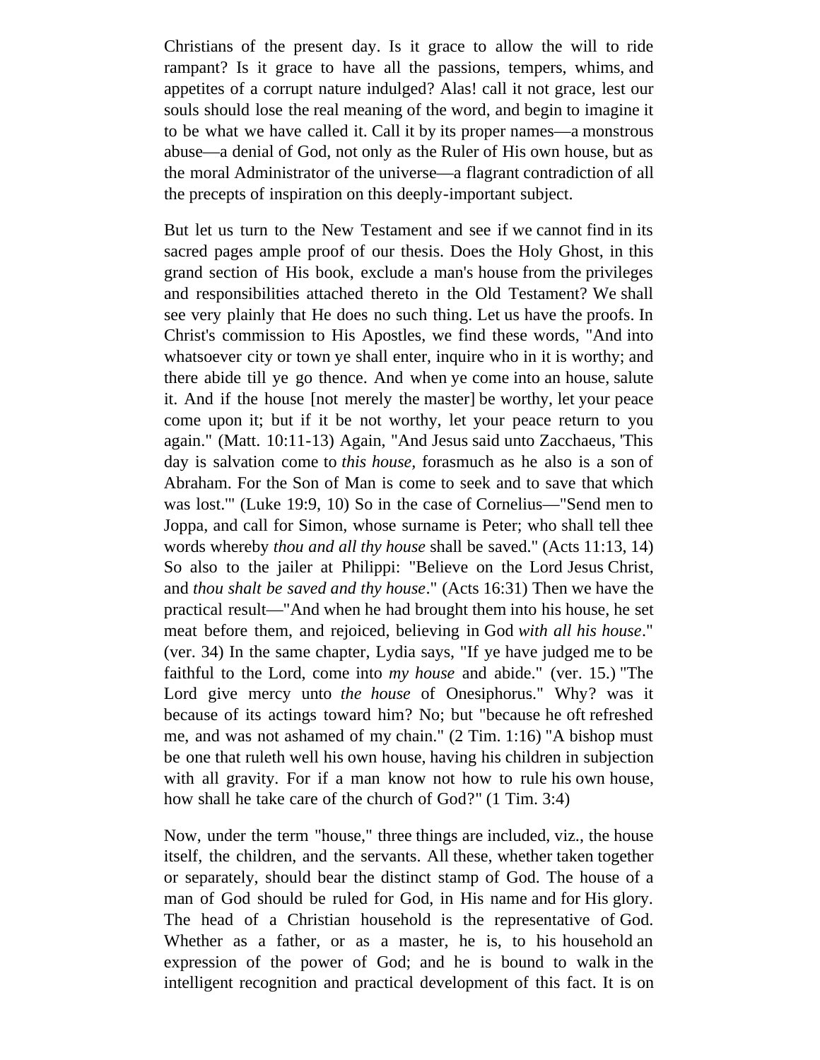Christians of the present day. Is it grace to allow the will to ride rampant? Is it grace to have all the passions, tempers, whims, and appetites of a corrupt nature indulged? Alas! call it not grace, lest our souls should lose the real meaning of the word, and begin to imagine it to be what we have called it. Call it by its proper names—a monstrous abuse—a denial of God, not only as the Ruler of His own house, but as the moral Administrator of the universe—a flagrant contradiction of all the precepts of inspiration on this deeply-important subject.

But let us turn to the New Testament and see if we cannot find in its sacred pages ample proof of our thesis. Does the Holy Ghost, in this grand section of His book, exclude a man's house from the privileges and responsibilities attached thereto in the Old Testament? We shall see very plainly that He does no such thing. Let us have the proofs. In Christ's commission to His Apostles, we find these words, "And into whatsoever city or town ye shall enter, inquire who in it is worthy; and there abide till ye go thence. And when ye come into an house, salute it. And if the house [not merely the master] be worthy, let your peace come upon it; but if it be not worthy, let your peace return to you again." (Matt. 10:11-13) Again, "And Jesus said unto Zacchaeus, 'This day is salvation come to *this house,* forasmuch as he also is a son of Abraham. For the Son of Man is come to seek and to save that which was lost.'" (Luke 19:9, 10) So in the case of Cornelius—"Send men to Joppa, and call for Simon, whose surname is Peter; who shall tell thee words whereby *thou and all thy house* shall be saved." (Acts 11:13, 14) So also to the jailer at Philippi: "Believe on the Lord Jesus Christ, and *thou shalt be saved and thy house*." (Acts 16:31) Then we have the practical result—"And when he had brought them into his house, he set meat before them, and rejoiced, believing in God *with all his house*." (ver. 34) In the same chapter, Lydia says, "If ye have judged me to be faithful to the Lord, come into *my house* and abide." (ver. 15.) "The Lord give mercy unto *the house* of Onesiphorus." Why? was it because of its actings toward him? No; but "because he oft refreshed me, and was not ashamed of my chain." (2 Tim. 1:16) "A bishop must be one that ruleth well his own house, having his children in subjection with all gravity. For if a man know not how to rule his own house, how shall he take care of the church of God?" (1 Tim. 3:4)

Now, under the term "house," three things are included, viz., the house itself, the children, and the servants. All these, whether taken together or separately, should bear the distinct stamp of God. The house of a man of God should be ruled for God, in His name and for His glory. The head of a Christian household is the representative of God. Whether as a father, or as a master, he is, to his household an expression of the power of God; and he is bound to walk in the intelligent recognition and practical development of this fact. It is on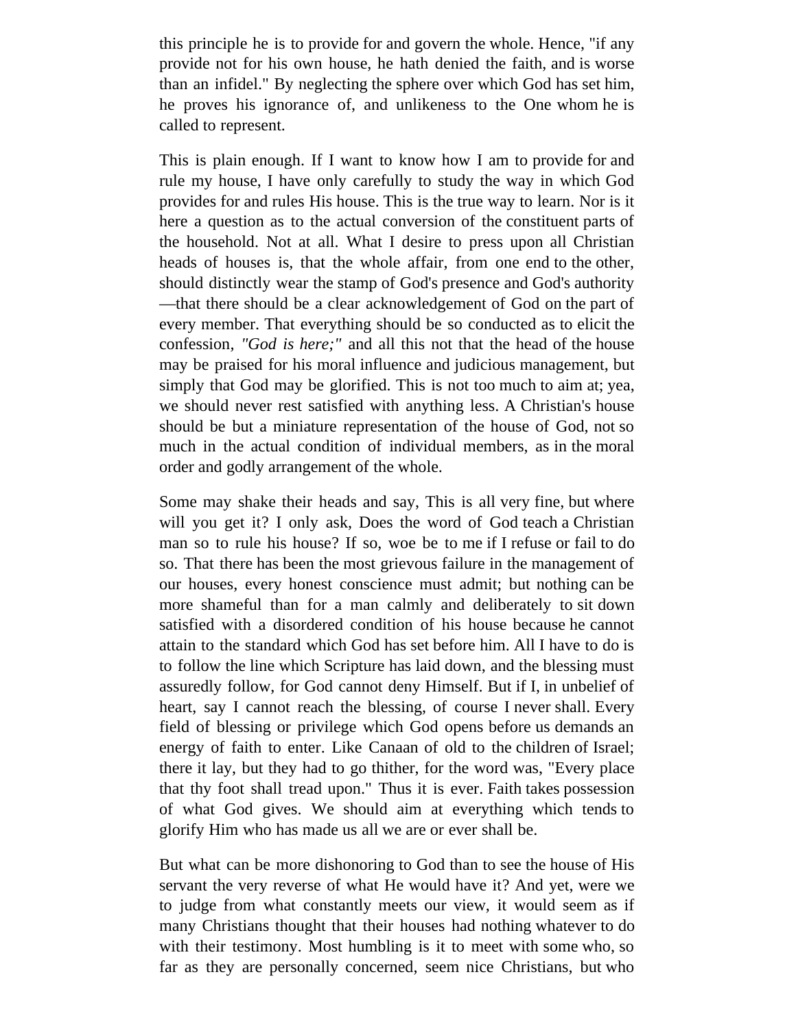this principle he is to provide for and govern the whole. Hence, "if any provide not for his own house, he hath denied the faith, and is worse than an infidel." By neglecting the sphere over which God has set him, he proves his ignorance of, and unlikeness to the One whom he is called to represent.

This is plain enough. If I want to know how I am to provide for and rule my house, I have only carefully to study the way in which God provides for and rules His house. This is the true way to learn. Nor is it here a question as to the actual conversion of the constituent parts of the household. Not at all. What I desire to press upon all Christian heads of houses is, that the whole affair, from one end to the other, should distinctly wear the stamp of God's presence and God's authority—that there should be a clear acknowledgement of God on the part of every member. That everything should be so conducted as to elicit the confession, *"God is here;"* and all this not that the head of the house may be praised for his moral influence and judicious management, but simply that God may be glorified. This is not too much to aim at; yea, we should never rest satisfied with anything less. A Christian's house should be but a miniature representation of the house of God, not so much in the actual condition of individual members, as in the moral order and godly arrangement of the whole.

Some may shake their heads and say, This is all very fine, but where will you get it? I only ask, Does the word of God teach a Christian man so to rule his house? If so, woe be to me if I refuse or fail to do so. That there has been the most grievous failure in the management of our houses, every honest conscience must admit; but nothing can be more shameful than for a man calmly and deliberately to sit down satisfied with a disordered condition of his house because he cannot attain to the standard which God has set before him. All I have to do is to follow the line which Scripture has laid down, and the blessing must assuredly follow, for God cannot deny Himself. But if I, in unbelief of heart, say I cannot reach the blessing, of course I never shall. Every field of blessing or privilege which God opens before us demands an energy of faith to enter. Like Canaan of old to the children of Israel; there it lay, but they had to go thither, for the word was, "Every place that thy foot shall tread upon." Thus it is ever. Faith takes possession of what God gives. We should aim at everything which tends to glorify Him who has made us all we are or ever shall be.

But what can be more dishonoring to God than to see the house of His servant the very reverse of what He would have it? And yet, were we to judge from what constantly meets our view, it would seem as if many Christians thought that their houses had nothing whatever to do with their testimony. Most humbling is it to meet with some who, so far as they are personally concerned, seem nice Christians, but who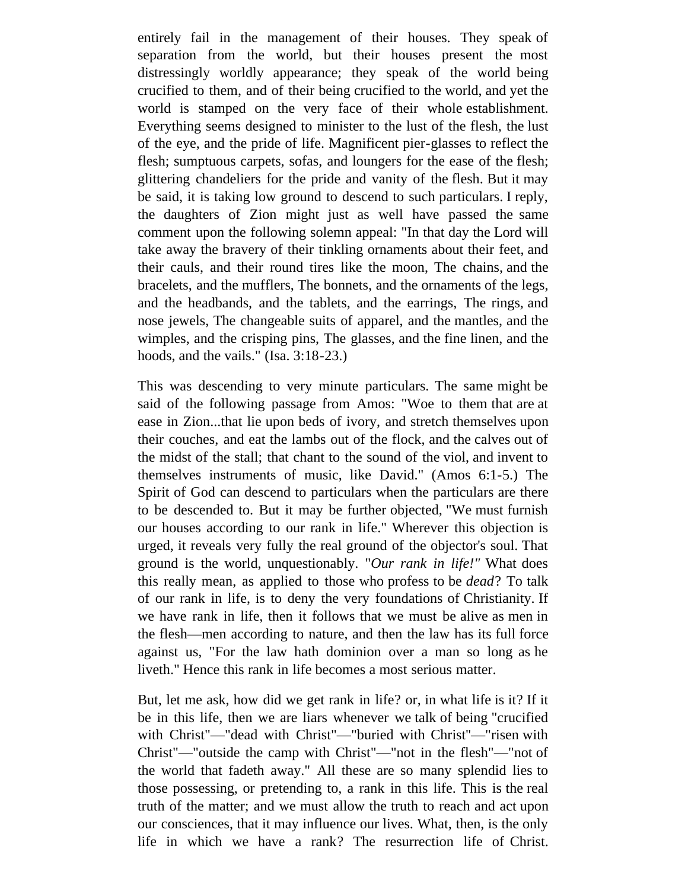entirely fail in the management of their houses. They speak of separation from the world, but their houses present the most distressingly worldly appearance; they speak of the world being crucified to them, and of their being crucified to the world, and yet the world is stamped on the very face of their whole establishment. Everything seems designed to minister to the lust of the flesh, the lust of the eye, and the pride of life. Magnificent pier-glasses to reflect the flesh; sumptuous carpets, sofas, and loungers for the ease of the flesh; glittering chandeliers for the pride and vanity of the flesh. But it may be said, it is taking low ground to descend to such particulars. I reply, the daughters of Zion might just as well have passed the same comment upon the following solemn appeal: "In that day the Lord will take away the bravery of their tinkling ornaments about their feet, and their cauls, and their round tires like the moon, The chains, and the bracelets, and the mufflers, The bonnets, and the ornaments of the legs, and the headbands, and the tablets, and the earrings, The rings, and nose jewels, The changeable suits of apparel, and the mantles, and the wimples, and the crisping pins, The glasses, and the fine linen, and the hoods, and the vails." (Isa. 3:18-23.)

This was descending to very minute particulars. The same might be said of the following passage from Amos: "Woe to them that are at ease in Zion...that lie upon beds of ivory, and stretch themselves upon their couches, and eat the lambs out of the flock, and the calves out of the midst of the stall; that chant to the sound of the viol, and invent to themselves instruments of music, like David." (Amos 6:1-5.) The Spirit of God can descend to particulars when the particulars are there to be descended to. But it may be further objected, "We must furnish our houses according to our rank in life." Wherever this objection is urged, it reveals very fully the real ground of the objector's soul. That ground is the world, unquestionably. "*Our rank in life!"* What does this really mean, as applied to those who profess to be *dead*? To talk of our rank in life, is to deny the very foundations of Christianity. If we have rank in life, then it follows that we must be alive as men in the flesh—men according to nature, and then the law has its full force against us, "For the law hath dominion over a man so long as he liveth." Hence this rank in life becomes a most serious matter.

But, let me ask, how did we get rank in life? or, in what life is it? If it be in this life, then we are liars whenever we talk of being "crucified with Christ"—"dead with Christ"—"buried with Christ"—"risen with Christ"—"outside the camp with Christ"—"not in the flesh"—"not of the world that fadeth away." All these are so many splendid lies to those possessing, or pretending to, a rank in this life. This is the real truth of the matter; and we must allow the truth to reach and act upon our consciences, that it may influence our lives. What, then, is the only life in which we have a rank? The resurrection life of Christ.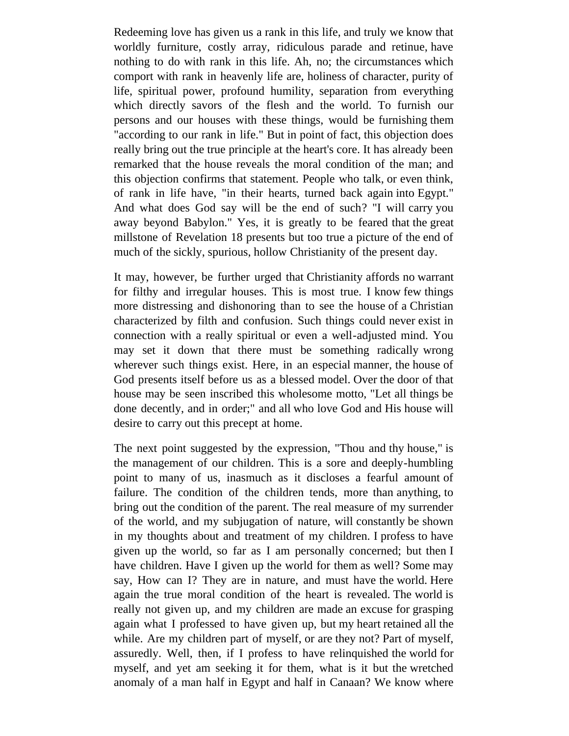Redeeming love has given us a rank in this life, and truly we know that worldly furniture, costly array, ridiculous parade and retinue, have nothing to do with rank in this life. Ah, no; the circumstances which comport with rank in heavenly life are, holiness of character, purity of life, spiritual power, profound humility, separation from everything which directly savors of the flesh and the world. To furnish our persons and our houses with these things, would be furnishing them "according to our rank in life." But in point of fact, this objection does really bring out the true principle at the heart's core. It has already been remarked that the house reveals the moral condition of the man; and this objection confirms that statement. People who talk, or even think, of rank in life have, "in their hearts, turned back again into Egypt." And what does God say will be the end of such? "I will carry you away beyond Babylon." Yes, it is greatly to be feared that the great millstone of Revelation 18 presents but too true a picture of the end of much of the sickly, spurious, hollow Christianity of the present day.

It may, however, be further urged that Christianity affords no warrant for filthy and irregular houses. This is most true. I know few things more distressing and dishonoring than to see the house of a Christian characterized by filth and confusion. Such things could never exist in connection with a really spiritual or even a well-adjusted mind. You may set it down that there must be something radically wrong wherever such things exist. Here, in an especial manner, the house of God presents itself before us as a blessed model. Over the door of that house may be seen inscribed this wholesome motto, "Let all things be done decently, and in order;" and all who love God and His house will desire to carry out this precept at home.

The next point suggested by the expression, "Thou and thy house," is the management of our children. This is a sore and deeply-humbling point to many of us, inasmuch as it discloses a fearful amount of failure. The condition of the children tends, more than anything, to bring out the condition of the parent. The real measure of my surrender of the world, and my subjugation of nature, will constantly be shown in my thoughts about and treatment of my children. I profess to have given up the world, so far as I am personally concerned; but then I have children. Have I given up the world for them as well? Some may say, How can I? They are in nature, and must have the world. Here again the true moral condition of the heart is revealed. The world is really not given up, and my children are made an excuse for grasping again what I professed to have given up, but my heart retained all the while. Are my children part of myself, or are they not? Part of myself, assuredly. Well, then, if I profess to have relinquished the world for myself, and yet am seeking it for them, what is it but the wretched anomaly of a man half in Egypt and half in Canaan? We know where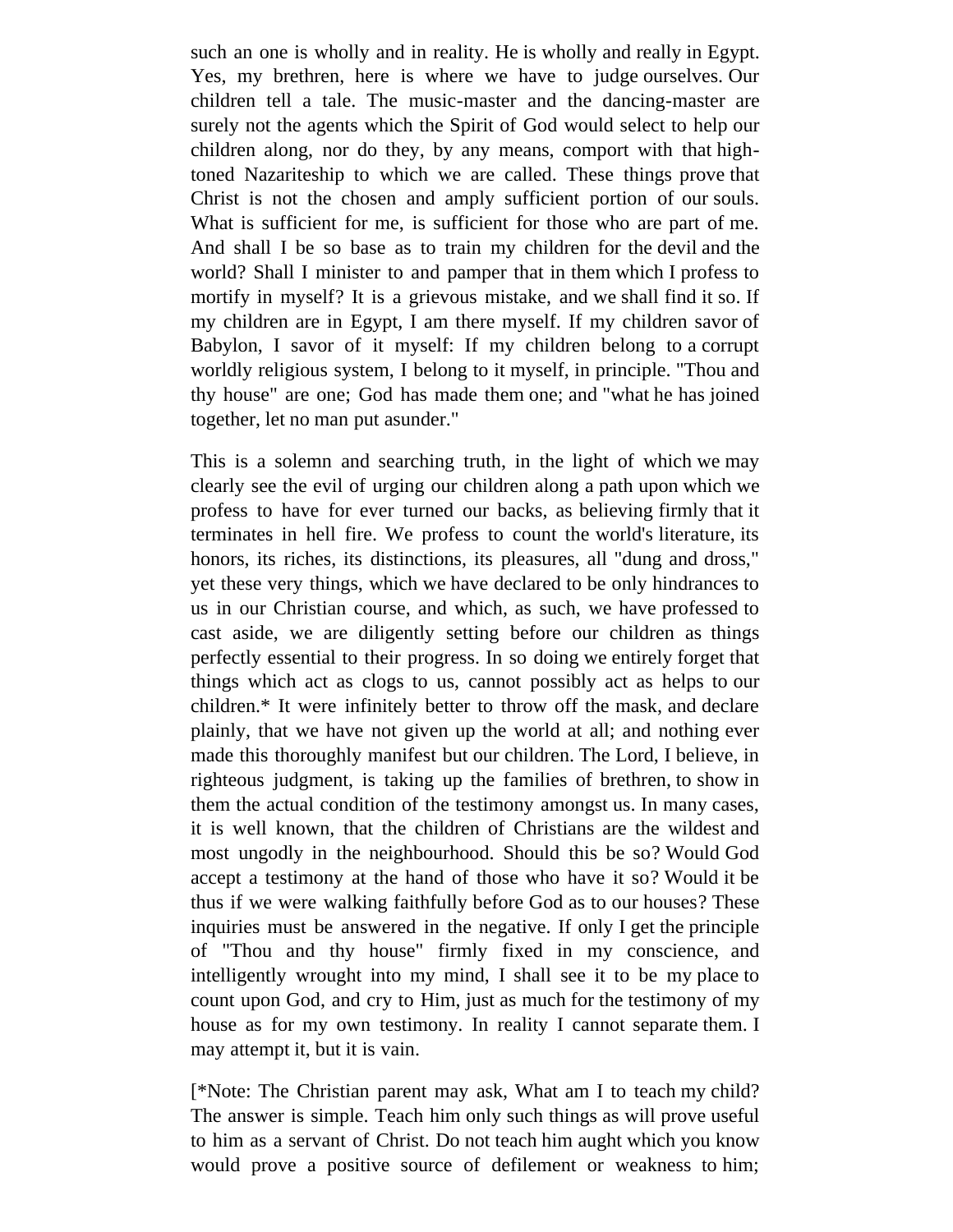such an one is wholly and in reality. He is wholly and really in Egypt. Yes, my brethren, here is where we have to judge ourselves. Our children tell a tale. The music-master and the dancing-master are surely not the agents which the Spirit of God would select to help our children along, nor do they, by any means, comport with that high-toned Nazariteship to which we are called. These things prove that Christ is not the chosen and amply sufficient portion of our souls. What is sufficient for me, is sufficient for those who are part of me. And shall I be so base as to train my children for the devil and the world? Shall I minister to and pamper that in them which I profess to mortify in myself? It is a grievous mistake, and we shall find it so. If my children are in Egypt, I am there myself. If my children savor of Babylon, I savor of it myself: If my children belong to a corrupt worldly religious system, I belong to it myself, in principle. "Thou and thy house" are one; God has made them one; and "what he has joined together, let no man put asunder."

This is a solemn and searching truth, in the light of which we may clearly see the evil of urging our children along a path upon which we profess to have for ever turned our backs, as believing firmly that it terminates in hell fire. We profess to count the world's literature, its honors, its riches, its distinctions, its pleasures, all "dung and dross," yet these very things, which we have declared to be only hindrances to us in our Christian course, and which, as such, we have professed to cast aside, we are diligently setting before our children as things perfectly essential to their progress. In so doing we entirely forget that things which act as clogs to us, cannot possibly act as helps to our children.* It were infinitely better to throw off the mask, and declare plainly, that we have not given up the world at all; and nothing ever made this thoroughly manifest but our children. The Lord, I believe, in righteous judgment, is taking up the families of brethren, to show in them the actual condition of the testimony amongst us. In many cases, it is well known, that the children of Christians are the wildest and most ungodly in the neighbourhood. Should this be so? Would God accept a testimony at the hand of those who have it so? Would it be thus if we were walking faithfully before God as to our houses? These inquiries must be answered in the negative. If only I get the principle of "Thou and thy house" firmly fixed in my conscience, and intelligently wrought into my mind, I shall see it to be my place to count upon God, and cry to Him, just as much for the testimony of my house as for my own testimony. In reality I cannot separate them. I may attempt it, but it is vain.

[*Note: The Christian parent may ask, What am I to teach my child? The answer is simple. Teach him only such things as will prove useful to him as a servant of Christ. Do not teach him aught which you know would prove a positive source of defilement or weakness to him;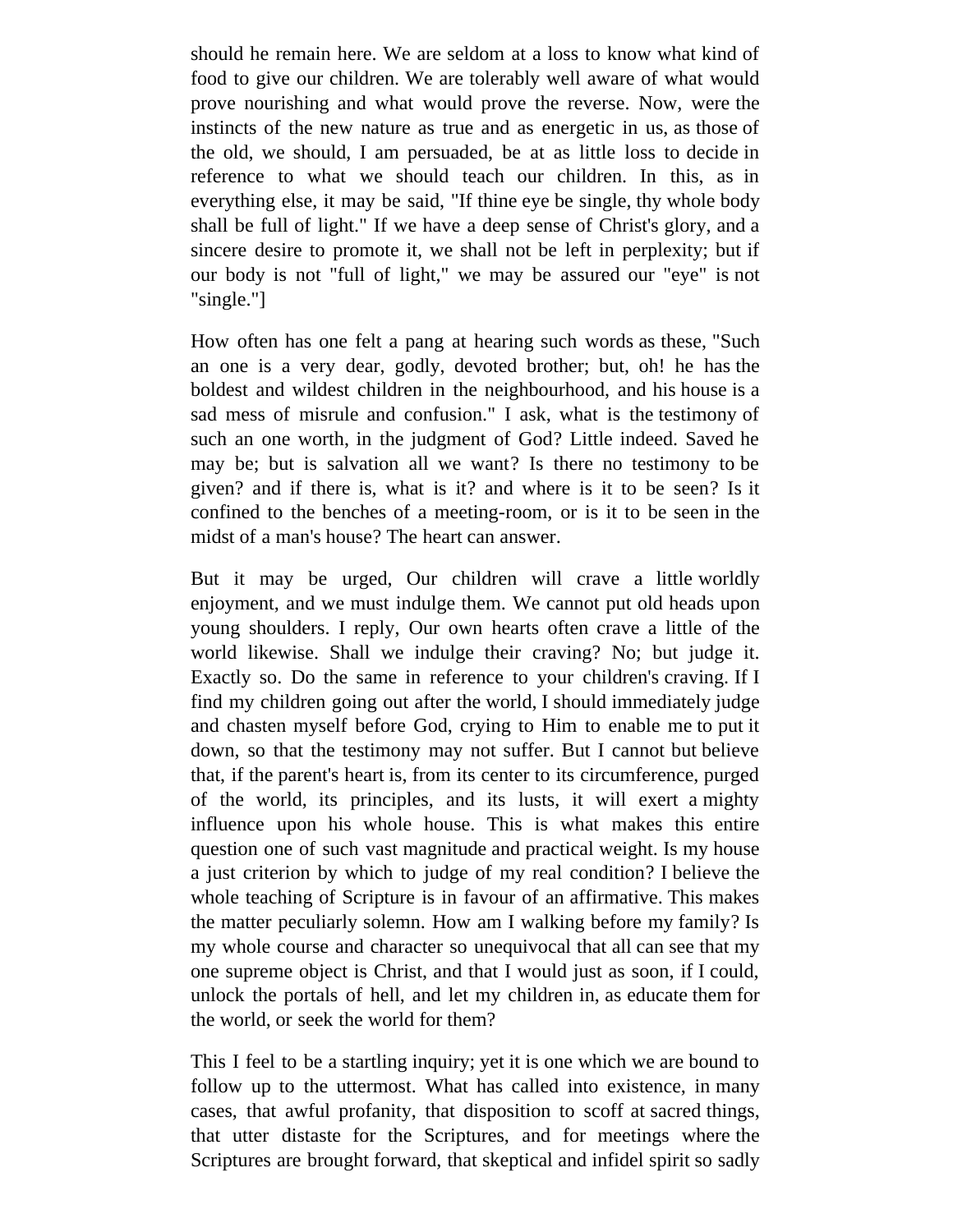should he remain here. We are seldom at a loss to know what kind of food to give our children. We are tolerably well aware of what would prove nourishing and what would prove the reverse. Now, were the instincts of the new nature as true and as energetic in us, as those of the old, we should, I am persuaded, be at as little loss to decide in reference to what we should teach our children. In this, as in everything else, it may be said, "If thine eye be single, thy whole body shall be full of light." If we have a deep sense of Christ's glory, and a sincere desire to promote it, we shall not be left in perplexity; but if our body is not "full of light," we may be assured our "eye" is not "single."]

How often has one felt a pang at hearing such words as these, "Such an one is a very dear, godly, devoted brother; but, oh! he has the boldest and wildest children in the neighbourhood, and his house is a sad mess of misrule and confusion." I ask, what is the testimony of such an one worth, in the judgment of God? Little indeed. Saved he may be; but is salvation all we want? Is there no testimony to be given? and if there is, what is it? and where is it to be seen? Is it confined to the benches of a meeting-room, or is it to be seen in the midst of a man's house? The heart can answer.

But it may be urged, Our children will crave a little worldly enjoyment, and we must indulge them. We cannot put old heads upon young shoulders. I reply, Our own hearts often crave a little of the world likewise. Shall we indulge their craving? No; but judge it. Exactly so. Do the same in reference to your children's craving. If I find my children going out after the world, I should immediately judge and chasten myself before God, crying to Him to enable me to put it down, so that the testimony may not suffer. But I cannot but believe that, if the parent's heart is, from its center to its circumference, purged of the world, its principles, and its lusts, it will exert a mighty influence upon his whole house. This is what makes this entire question one of such vast magnitude and practical weight. Is my house a just criterion by which to judge of my real condition? I believe the whole teaching of Scripture is in favour of an affirmative. This makes the matter peculiarly solemn. How am I walking before my family? Is my whole course and character so unequivocal that all can see that my one supreme object is Christ, and that I would just as soon, if I could, unlock the portals of hell, and let my children in, as educate them for the world, or seek the world for them?

This I feel to be a startling inquiry; yet it is one which we are bound to follow up to the uttermost. What has called into existence, in many cases, that awful profanity, that disposition to scoff at sacred things, that utter distaste for the Scriptures, and for meetings where the Scriptures are brought forward, that skeptical and infidel spirit so sadly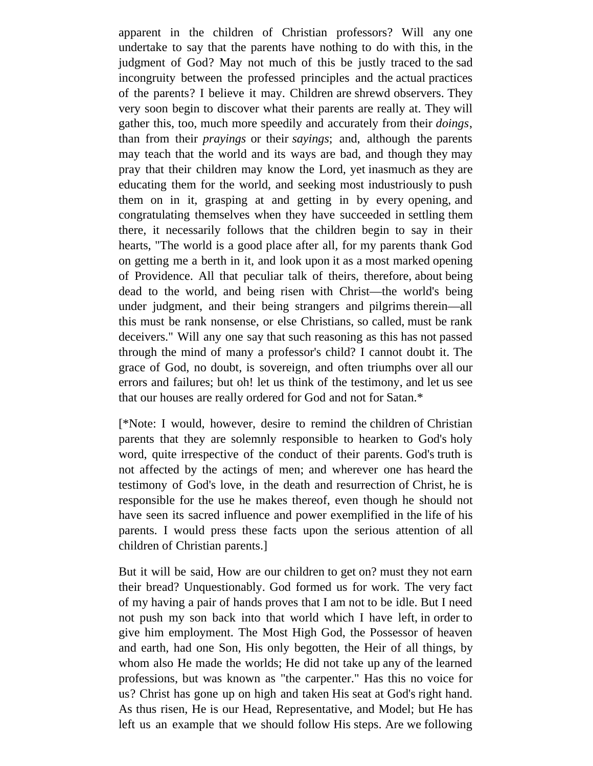apparent in the children of Christian professors? Will any one undertake to say that the parents have nothing to do with this, in the judgment of God? May not much of this be justly traced to the sad incongruity between the professed principles and the actual practices of the parents? I believe it may. Children are shrewd observers. They very soon begin to discover what their parents are really at. They will gather this, too, much more speedily and accurately from their *doings*, than from their *prayings* or their *sayings*; and, although the parents may teach that the world and its ways are bad, and though they may pray that their children may know the Lord, yet inasmuch as they are educating them for the world, and seeking most industriously to push them on in it, grasping at and getting in by every opening, and congratulating themselves when they have succeeded in settling them there, it necessarily follows that the children begin to say in their hearts, "The world is a good place after all, for my parents thank God on getting me a berth in it, and look upon it as a most marked opening of Providence. All that peculiar talk of theirs, therefore, about being dead to the world, and being risen with Christ—the world's being under judgment, and their being strangers and pilgrims therein—all this must be rank nonsense, or else Christians, so called, must be rank deceivers." Will any one say that such reasoning as this has not passed through the mind of many a professor's child? I cannot doubt it. The grace of God, no doubt, is sovereign, and often triumphs over all our errors and failures; but oh! let us think of the testimony, and let us see that our houses are really ordered for God and not for Satan.*

[*Note: I would, however, desire to remind the children of Christian parents that they are solemnly responsible to hearken to God's holy word, quite irrespective of the conduct of their parents. God's truth is not affected by the actings of men; and wherever one has heard the testimony of God's love, in the death and resurrection of Christ, he is responsible for the use he makes thereof, even though he should not have seen its sacred influence and power exemplified in the life of his parents. I would press these facts upon the serious attention of all children of Christian parents.]

But it will be said, How are our children to get on? must they not earn their bread? Unquestionably. God formed us for work. The very fact of my having a pair of hands proves that I am not to be idle. But I need not push my son back into that world which I have left, in order to give him employment. The Most High God, the Possessor of heaven and earth, had one Son, His only begotten, the Heir of all things, by whom also He made the worlds; He did not take up any of the learned professions, but was known as "the carpenter." Has this no voice for us? Christ has gone up on high and taken His seat at God's right hand. As thus risen, He is our Head, Representative, and Model; but He has left us an example that we should follow His steps. Are we following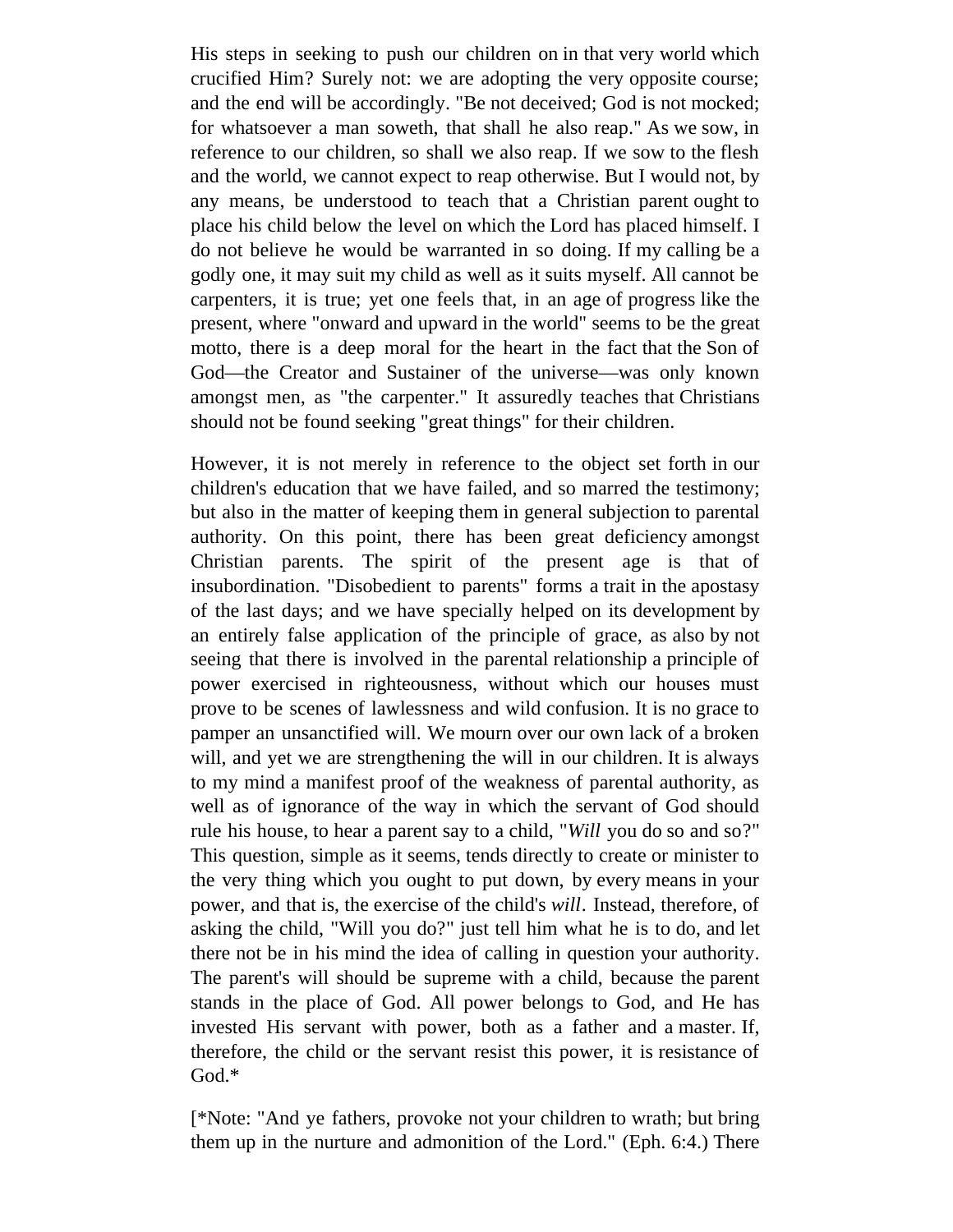His steps in seeking to push our children on in that very world which crucified Him? Surely not: we are adopting the very opposite course; and the end will be accordingly. "Be not deceived; God is not mocked; for whatsoever a man soweth, that shall he also reap." As we sow, in reference to our children, so shall we also reap. If we sow to the flesh and the world, we cannot expect to reap otherwise. But I would not, by any means, be understood to teach that a Christian parent ought to place his child below the level on which the Lord has placed himself. I do not believe he would be warranted in so doing. If my calling be a godly one, it may suit my child as well as it suits myself. All cannot be carpenters, it is true; yet one feels that, in an age of progress like the present, where "onward and upward in the world" seems to be the great motto, there is a deep moral for the heart in the fact that the Son of God—the Creator and Sustainer of the universe—was only known amongst men, as "the carpenter." It assuredly teaches that Christians should not be found seeking "great things" for their children.

However, it is not merely in reference to the object set forth in our children's education that we have failed, and so marred the testimony; but also in the matter of keeping them in general subjection to parental authority. On this point, there has been great deficiency amongst Christian parents. The spirit of the present age is that of insubordination. "Disobedient to parents" forms a trait in the apostasy of the last days; and we have specially helped on its development by an entirely false application of the principle of grace, as also by not seeing that there is involved in the parental relationship a principle of power exercised in righteousness, without which our houses must prove to be scenes of lawlessness and wild confusion. It is no grace to pamper an unsanctified will. We mourn over our own lack of a broken will, and yet we are strengthening the will in our children. It is always to my mind a manifest proof of the weakness of parental authority, as well as of ignorance of the way in which the servant of God should rule his house, to hear a parent say to a child, "*Will* you do so and so?" This question, simple as it seems, tends directly to create or minister to the very thing which you ought to put down, by every means in your power, and that is, the exercise of the child's *will*. Instead, therefore, of asking the child, "Will you do?" just tell him what he is to do, and let there not be in his mind the idea of calling in question your authority. The parent's will should be supreme with a child, because the parent stands in the place of God. All power belongs to God, and He has invested His servant with power, both as a father and a master. If, therefore, the child or the servant resist this power, it is resistance of God.*

[*Note: "And ye fathers, provoke not your children to wrath; but bring them up in the nurture and admonition of the Lord." (Eph. 6:4.) There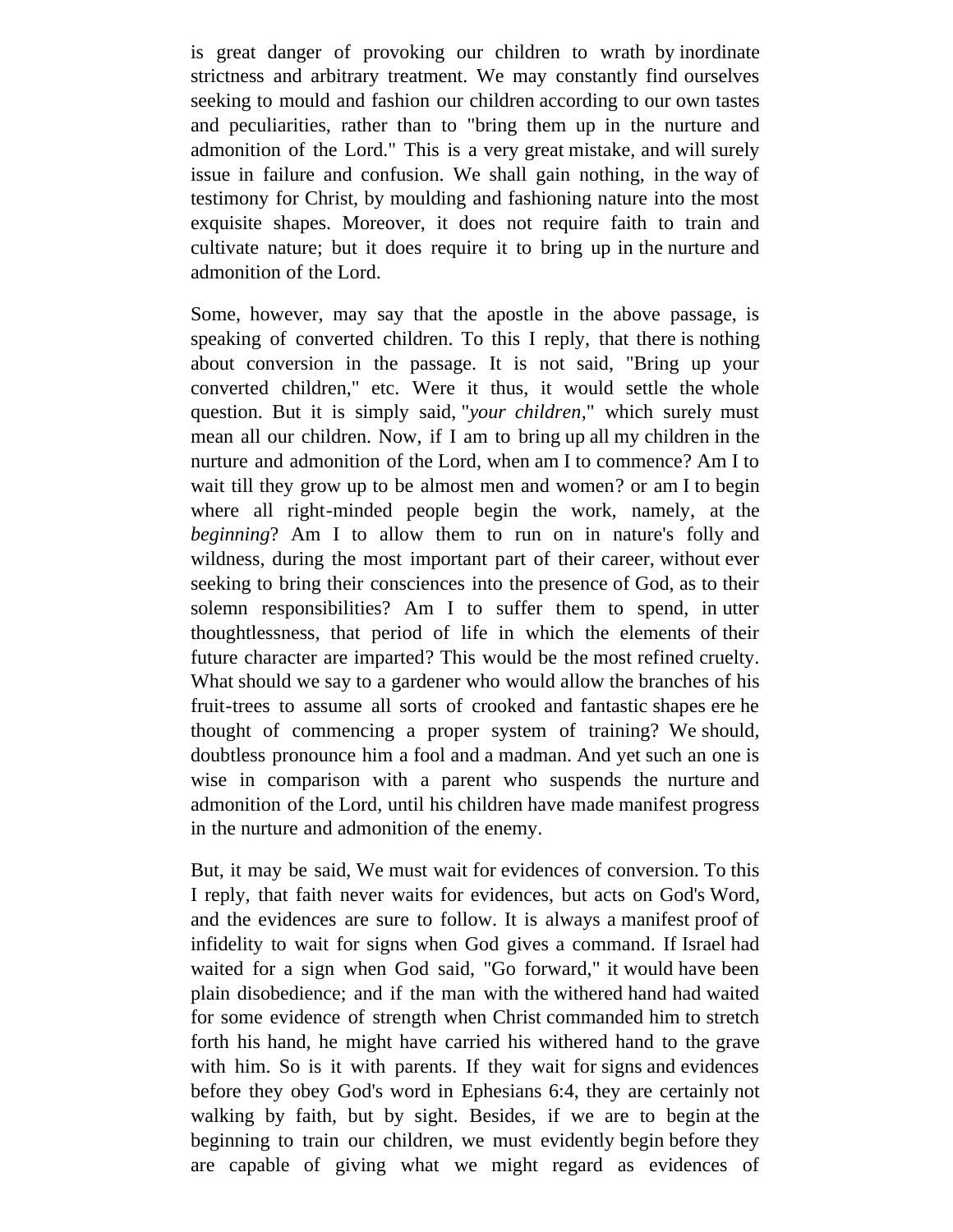is great danger of provoking our children to wrath by inordinate strictness and arbitrary treatment. We may constantly find ourselves seeking to mould and fashion our children according to our own tastes and peculiarities, rather than to "bring them up in the nurture and admonition of the Lord." This is a very great mistake, and will surely issue in failure and confusion. We shall gain nothing, in the way of testimony for Christ, by moulding and fashioning nature into the most exquisite shapes. Moreover, it does not require faith to train and cultivate nature; but it does require it to bring up in the nurture and admonition of the Lord.

Some, however, may say that the apostle in the above passage, is speaking of converted children. To this I reply, that there is nothing about conversion in the passage. It is not said, "Bring up your converted children," etc. Were it thus, it would settle the whole question. But it is simply said, "*your children*," which surely must mean all our children. Now, if I am to bring up all my children in the nurture and admonition of the Lord, when am I to commence? Am I to wait till they grow up to be almost men and women? or am I to begin where all right-minded people begin the work, namely, at the *beginning*? Am I to allow them to run on in nature's folly and wildness, during the most important part of their career, without ever seeking to bring their consciences into the presence of God, as to their solemn responsibilities? Am I to suffer them to spend, in utter thoughtlessness, that period of life in which the elements of their future character are imparted? This would be the most refined cruelty. What should we say to a gardener who would allow the branches of his fruit-trees to assume all sorts of crooked and fantastic shapes ere he thought of commencing a proper system of training? We should, doubtless pronounce him a fool and a madman. And yet such an one is wise in comparison with a parent who suspends the nurture and admonition of the Lord, until his children have made manifest progress in the nurture and admonition of the enemy.

But, it may be said, We must wait for evidences of conversion. To this I reply, that faith never waits for evidences, but acts on God's Word, and the evidences are sure to follow. It is always a manifest proof of infidelity to wait for signs when God gives a command. If Israel had waited for a sign when God said, "Go forward," it would have been plain disobedience; and if the man with the withered hand had waited for some evidence of strength when Christ commanded him to stretch forth his hand, he might have carried his withered hand to the grave with him. So is it with parents. If they wait for signs and evidences before they obey God's word in Ephesians 6:4, they are certainly not walking by faith, but by sight. Besides, if we are to begin at the beginning to train our children, we must evidently begin before they are capable of giving what we might regard as evidences of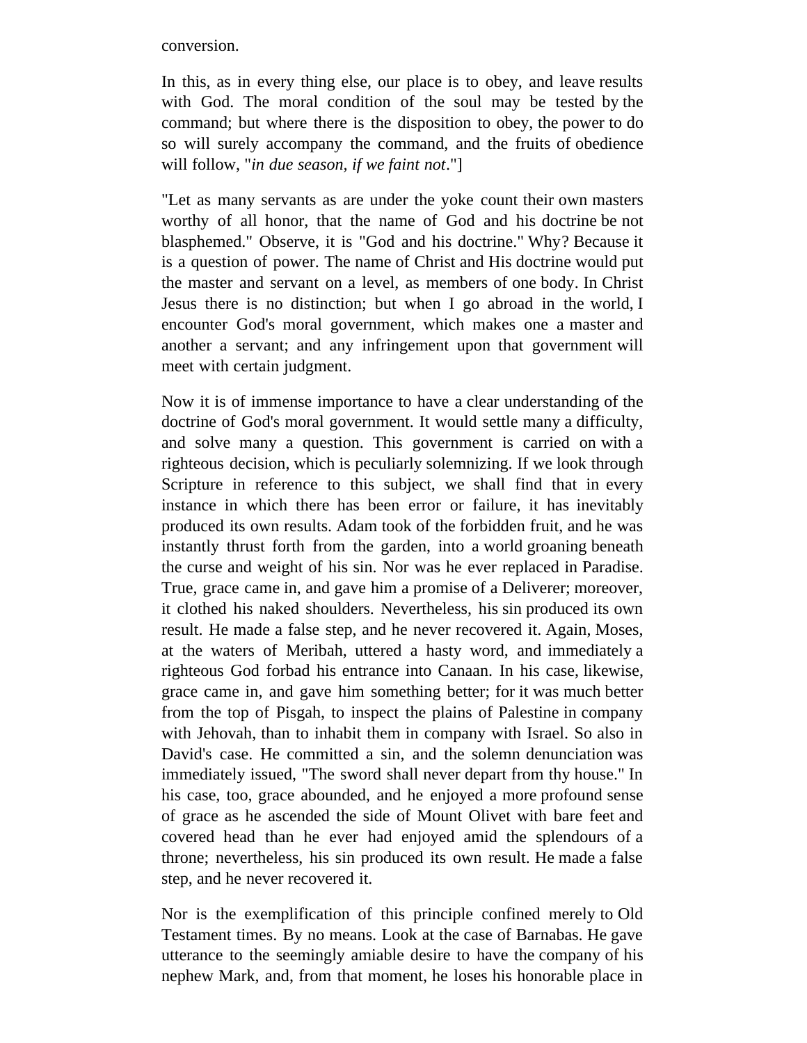conversion.

In this, as in every thing else, our place is to obey, and leave results with God. The moral condition of the soul may be tested by the command; but where there is the disposition to obey, the power to do so will surely accompany the command, and the fruits of obedience will follow, "*in due season, if we faint not*."]

"Let as many servants as are under the yoke count their own masters worthy of all honor, that the name of God and his doctrine be not blasphemed." Observe, it is "God and his doctrine." Why? Because it is a question of power. The name of Christ and His doctrine would put the master and servant on a level, as members of one body. In Christ Jesus there is no distinction; but when I go abroad in the world, I encounter God's moral government, which makes one a master and another a servant; and any infringement upon that government will meet with certain judgment.

Now it is of immense importance to have a clear understanding of the doctrine of God's moral government. It would settle many a difficulty, and solve many a question. This government is carried on with a righteous decision, which is peculiarly solemnizing. If we look through Scripture in reference to this subject, we shall find that in every instance in which there has been error or failure, it has inevitably produced its own results. Adam took of the forbidden fruit, and he was instantly thrust forth from the garden, into a world groaning beneath the curse and weight of his sin. Nor was he ever replaced in Paradise. True, grace came in, and gave him a promise of a Deliverer; moreover, it clothed his naked shoulders. Nevertheless, his sin produced its own result. He made a false step, and he never recovered it. Again, Moses, at the waters of Meribah, uttered a hasty word, and immediately a righteous God forbad his entrance into Canaan. In his case, likewise, grace came in, and gave him something better; for it was much better from the top of Pisgah, to inspect the plains of Palestine in company with Jehovah, than to inhabit them in company with Israel. So also in David's case. He committed a sin, and the solemn denunciation was immediately issued, "The sword shall never depart from thy house." In his case, too, grace abounded, and he enjoyed a more profound sense of grace as he ascended the side of Mount Olivet with bare feet and covered head than he ever had enjoyed amid the splendours of a throne; nevertheless, his sin produced its own result. He made a false step, and he never recovered it.

Nor is the exemplification of this principle confined merely to Old Testament times. By no means. Look at the case of Barnabas. He gave utterance to the seemingly amiable desire to have the company of his nephew Mark, and, from that moment, he loses his honorable place in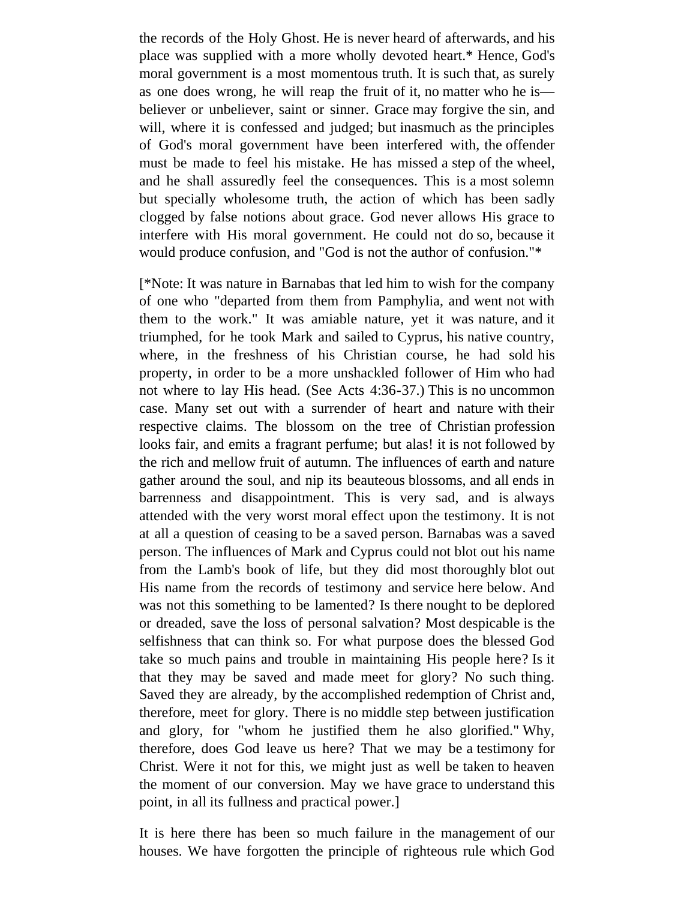the records of the Holy Ghost. He is never heard of afterwards, and his place was supplied with a more wholly devoted heart.* Hence, God's moral government is a most momentous truth. It is such that, as surely as one does wrong, he will reap the fruit of it, no matter who he is—believer or unbeliever, saint or sinner. Grace may forgive the sin, and will, where it is confessed and judged; but inasmuch as the principles of God's moral government have been interfered with, the offender must be made to feel his mistake. He has missed a step of the wheel, and he shall assuredly feel the consequences. This is a most solemn but specially wholesome truth, the action of which has been sadly clogged by false notions about grace. God never allows His grace to interfere with His moral government. He could not do so, because it would produce confusion, and "God is not the author of confusion."*

[*Note: It was nature in Barnabas that led him to wish for the company of one who "departed from them from Pamphylia, and went not with them to the work." It was amiable nature, yet it was nature, and it triumphed, for he took Mark and sailed to Cyprus, his native country, where, in the freshness of his Christian course, he had sold his property, in order to be a more unshackled follower of Him who had not where to lay His head. (See Acts 4:36-37.) This is no uncommon case. Many set out with a surrender of heart and nature with their respective claims. The blossom on the tree of Christian profession looks fair, and emits a fragrant perfume; but alas! it is not followed by the rich and mellow fruit of autumn. The influences of earth and nature gather around the soul, and nip its beauteous blossoms, and all ends in barrenness and disappointment. This is very sad, and is always attended with the very worst moral effect upon the testimony. It is not at all a question of ceasing to be a saved person. Barnabas was a saved person. The influences of Mark and Cyprus could not blot out his name from the Lamb's book of life, but they did most thoroughly blot out His name from the records of testimony and service here below. And was not this something to be lamented? Is there nought to be deplored or dreaded, save the loss of personal salvation? Most despicable is the selfishness that can think so. For what purpose does the blessed God take so much pains and trouble in maintaining His people here? Is it that they may be saved and made meet for glory? No such thing. Saved they are already, by the accomplished redemption of Christ and, therefore, meet for glory. There is no middle step between justification and glory, for "whom he justified them he also glorified." Why, therefore, does God leave us here? That we may be a testimony for Christ. Were it not for this, we might just as well be taken to heaven the moment of our conversion. May we have grace to understand this point, in all its fullness and practical power.]

It is here there has been so much failure in the management of our houses. We have forgotten the principle of righteous rule which God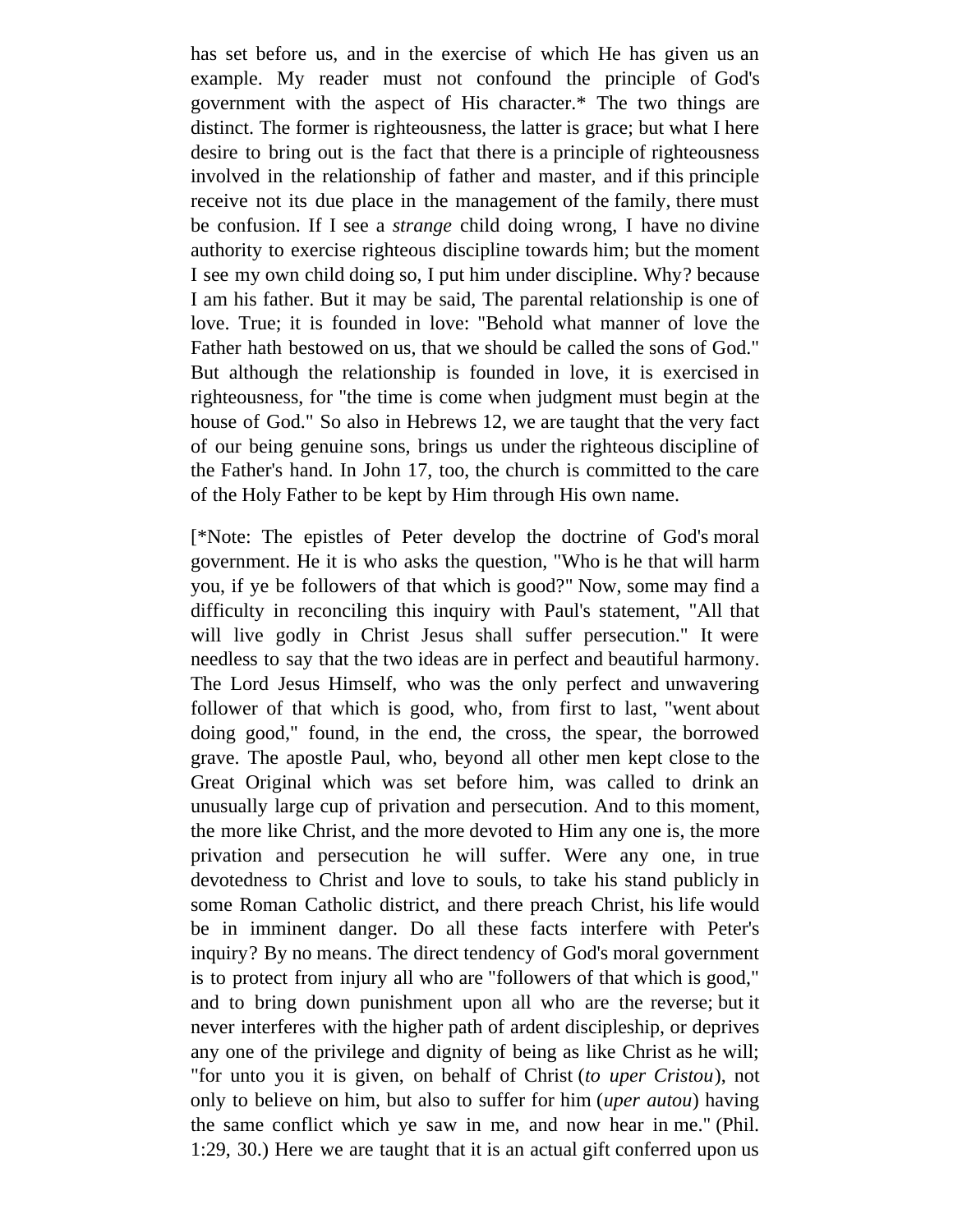has set before us, and in the exercise of which He has given us an example. My reader must not confound the principle of God's government with the aspect of His character.* The two things are distinct. The former is righteousness, the latter is grace; but what I here desire to bring out is the fact that there is a principle of righteousness involved in the relationship of father and master, and if this principle receive not its due place in the management of the family, there must be confusion. If I see a *strange* child doing wrong, I have no divine authority to exercise righteous discipline towards him; but the moment I see my own child doing so, I put him under discipline. Why? because I am his father. But it may be said, The parental relationship is one of love. True; it is founded in love: "Behold what manner of love the Father hath bestowed on us, that we should be called the sons of God." But although the relationship is founded in love, it is exercised in righteousness, for "the time is come when judgment must begin at the house of God." So also in Hebrews 12, we are taught that the very fact of our being genuine sons, brings us under the righteous discipline of the Father's hand. In John 17, too, the church is committed to the care of the Holy Father to be kept by Him through His own name.

[*Note: The epistles of Peter develop the doctrine of God's moral government. He it is who asks the question, "Who is he that will harm you, if ye be followers of that which is good?" Now, some may find a difficulty in reconciling this inquiry with Paul's statement, "All that will live godly in Christ Jesus shall suffer persecution." It were needless to say that the two ideas are in perfect and beautiful harmony. The Lord Jesus Himself, who was the only perfect and unwavering follower of that which is good, who, from first to last, "went about doing good," found, in the end, the cross, the spear, the borrowed grave. The apostle Paul, who, beyond all other men kept close to the Great Original which was set before him, was called to drink an unusually large cup of privation and persecution. And to this moment, the more like Christ, and the more devoted to Him any one is, the more privation and persecution he will suffer. Were any one, in true devotedness to Christ and love to souls, to take his stand publicly in some Roman Catholic district, and there preach Christ, his life would be in imminent danger. Do all these facts interfere with Peter's inquiry? By no means. The direct tendency of God's moral government is to protect from injury all who are "followers of that which is good," and to bring down punishment upon all who are the reverse; but it never interferes with the higher path of ardent discipleship, or deprives any one of the privilege and dignity of being as like Christ as he will; "for unto you it is given, on behalf of Christ (*to uper Cristou*), not only to believe on him, but also to suffer for him (*uper autou*) having the same conflict which ye saw in me, and now hear in me." (Phil. 1:29, 30.) Here we are taught that it is an actual gift conferred upon us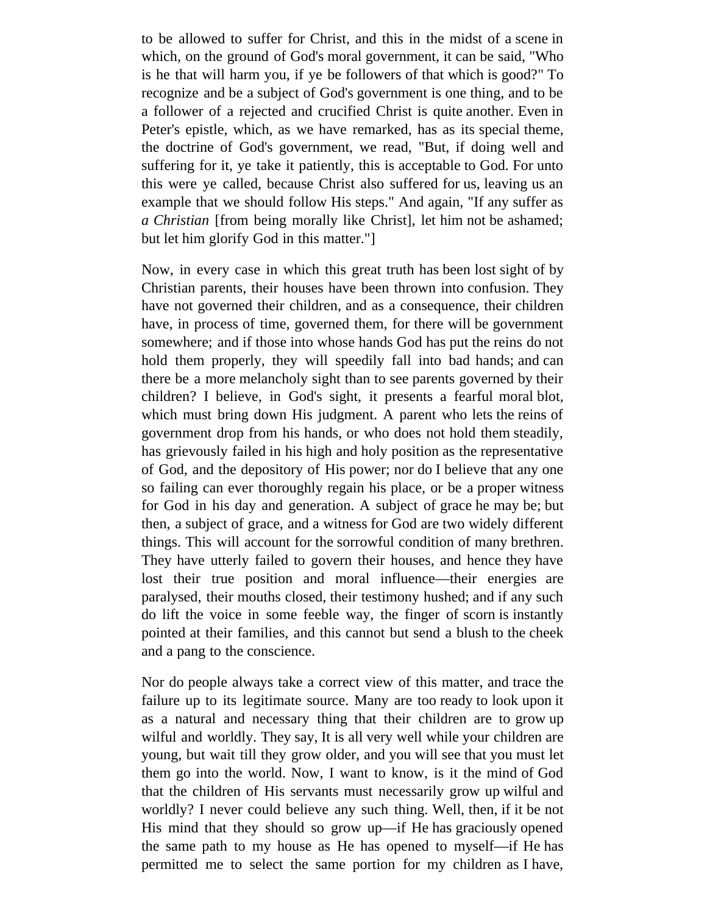to be allowed to suffer for Christ, and this in the midst of a scene in which, on the ground of God's moral government, it can be said, "Who is he that will harm you, if ye be followers of that which is good?" To recognize and be a subject of God's government is one thing, and to be a follower of a rejected and crucified Christ is quite another. Even in Peter's epistle, which, as we have remarked, has as its special theme, the doctrine of God's government, we read, "But, if doing well and suffering for it, ye take it patiently, this is acceptable to God. For unto this were ye called, because Christ also suffered for us, leaving us an example that we should follow His steps." And again, "If any suffer as *a Christian* [from being morally like Christ], let him not be ashamed; but let him glorify God in this matter."]

Now, in every case in which this great truth has been lost sight of by Christian parents, their houses have been thrown into confusion. They have not governed their children, and as a consequence, their children have, in process of time, governed them, for there will be government somewhere; and if those into whose hands God has put the reins do not hold them properly, they will speedily fall into bad hands; and can there be a more melancholy sight than to see parents governed by their children? I believe, in God's sight, it presents a fearful moral blot, which must bring down His judgment. A parent who lets the reins of government drop from his hands, or who does not hold them steadily, has grievously failed in his high and holy position as the representative of God, and the depository of His power; nor do I believe that any one so failing can ever thoroughly regain his place, or be a proper witness for God in his day and generation. A subject of grace he may be; but then, a subject of grace, and a witness for God are two widely different things. This will account for the sorrowful condition of many brethren. They have utterly failed to govern their houses, and hence they have lost their true position and moral influence—their energies are paralysed, their mouths closed, their testimony hushed; and if any such do lift the voice in some feeble way, the finger of scorn is instantly pointed at their families, and this cannot but send a blush to the cheek and a pang to the conscience.

Nor do people always take a correct view of this matter, and trace the failure up to its legitimate source. Many are too ready to look upon it as a natural and necessary thing that their children are to grow up wilful and worldly. They say, It is all very well while your children are young, but wait till they grow older, and you will see that you must let them go into the world. Now, I want to know, is it the mind of God that the children of His servants must necessarily grow up wilful and worldly? I never could believe any such thing. Well, then, if it be not His mind that they should so grow up—if He has graciously opened the same path to my house as He has opened to myself—if He has permitted me to select the same portion for my children as I have,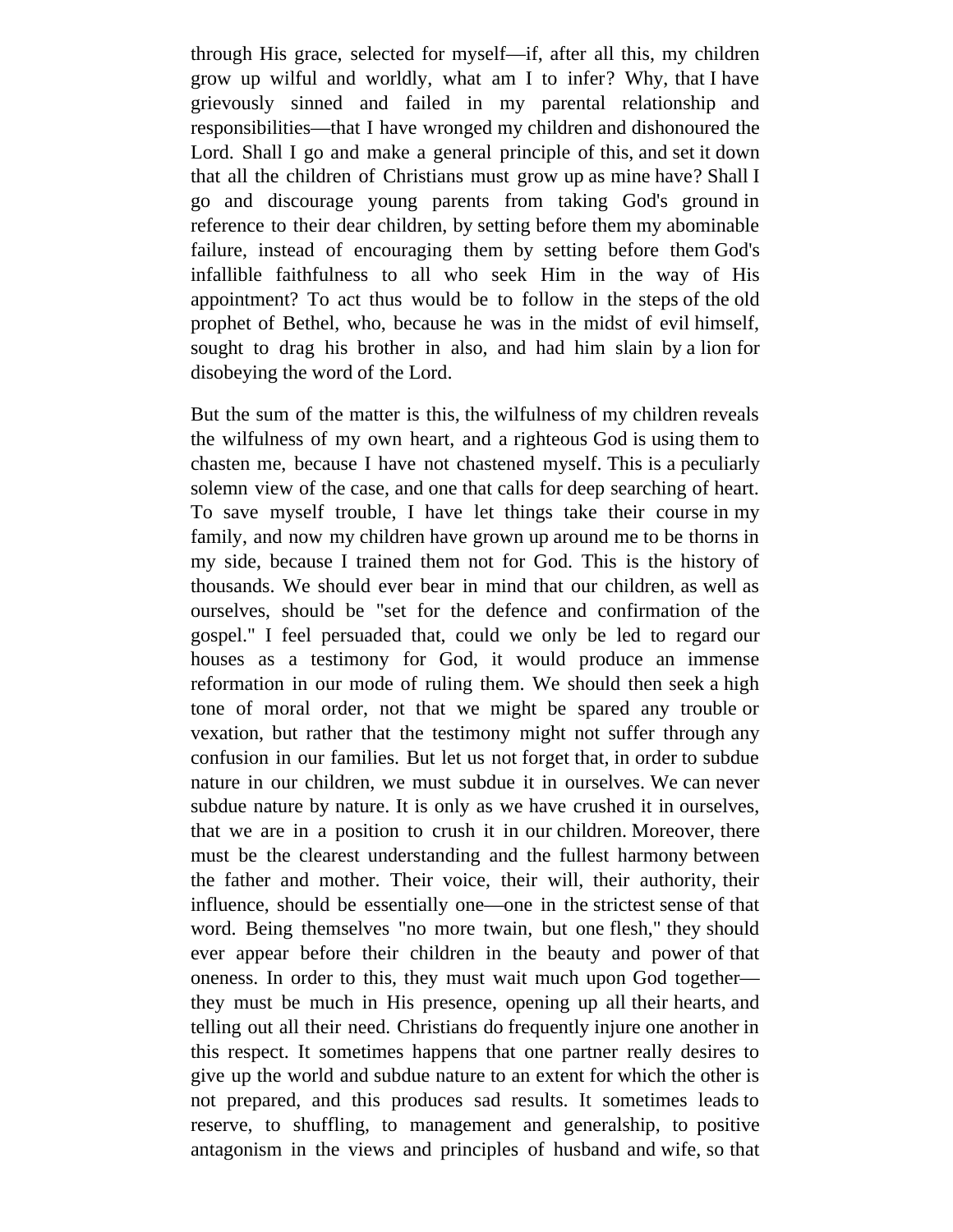through His grace, selected for myself—if, after all this, my children grow up wilful and worldly, what am I to infer? Why, that I have grievously sinned and failed in my parental relationship and responsibilities—that I have wronged my children and dishonoured the Lord. Shall I go and make a general principle of this, and set it down that all the children of Christians must grow up as mine have? Shall I go and discourage young parents from taking God's ground in reference to their dear children, by setting before them my abominable failure, instead of encouraging them by setting before them God's infallible faithfulness to all who seek Him in the way of His appointment? To act thus would be to follow in the steps of the old prophet of Bethel, who, because he was in the midst of evil himself, sought to drag his brother in also, and had him slain by a lion for disobeying the word of the Lord.

But the sum of the matter is this, the wilfulness of my children reveals the wilfulness of my own heart, and a righteous God is using them to chasten me, because I have not chastened myself. This is a peculiarly solemn view of the case, and one that calls for deep searching of heart. To save myself trouble, I have let things take their course in my family, and now my children have grown up around me to be thorns in my side, because I trained them not for God. This is the history of thousands. We should ever bear in mind that our children, as well as ourselves, should be "set for the defence and confirmation of the gospel." I feel persuaded that, could we only be led to regard our houses as a testimony for God, it would produce an immense reformation in our mode of ruling them. We should then seek a high tone of moral order, not that we might be spared any trouble or vexation, but rather that the testimony might not suffer through any confusion in our families. But let us not forget that, in order to subdue nature in our children, we must subdue it in ourselves. We can never subdue nature by nature. It is only as we have crushed it in ourselves, that we are in a position to crush it in our children. Moreover, there must be the clearest understanding and the fullest harmony between the father and mother. Their voice, their will, their authority, their influence, should be essentially one—one in the strictest sense of that word. Being themselves "no more twain, but one flesh," they should ever appear before their children in the beauty and power of that oneness. In order to this, they must wait much upon God together—they must be much in His presence, opening up all their hearts, and telling out all their need. Christians do frequently injure one another in this respect. It sometimes happens that one partner really desires to give up the world and subdue nature to an extent for which the other is not prepared, and this produces sad results. It sometimes leads to reserve, to shuffling, to management and generalship, to positive antagonism in the views and principles of husband and wife, so that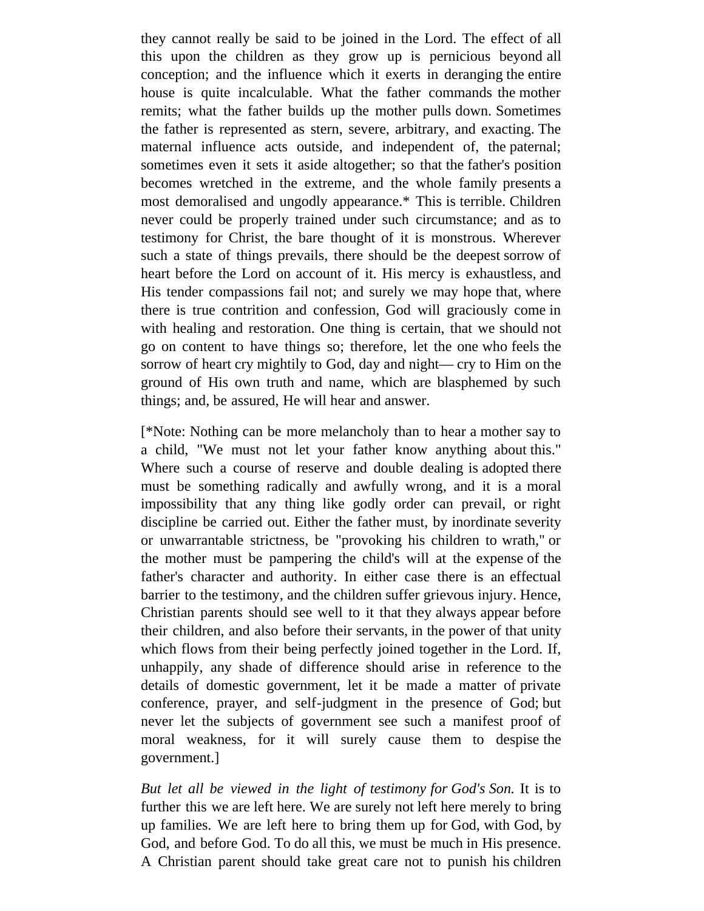they cannot really be said to be joined in the Lord. The effect of all this upon the children as they grow up is pernicious beyond all conception; and the influence which it exerts in deranging the entire house is quite incalculable. What the father commands the mother remits; what the father builds up the mother pulls down. Sometimes the father is represented as stern, severe, arbitrary, and exacting. The maternal influence acts outside, and independent of, the paternal; sometimes even it sets it aside altogether; so that the father's position becomes wretched in the extreme, and the whole family presents a most demoralised and ungodly appearance.* This is terrible. Children never could be properly trained under such circumstance; and as to testimony for Christ, the bare thought of it is monstrous. Wherever such a state of things prevails, there should be the deepest sorrow of heart before the Lord on account of it. His mercy is exhaustless, and His tender compassions fail not; and surely we may hope that, where there is true contrition and confession, God will graciously come in with healing and restoration. One thing is certain, that we should not go on content to have things so; therefore, let the one who feels the sorrow of heart cry mightily to God, day and night— cry to Him on the ground of His own truth and name, which are blasphemed by such things; and, be assured, He will hear and answer.

[*Note: Nothing can be more melancholy than to hear a mother say to a child, "We must not let your father know anything about this." Where such a course of reserve and double dealing is adopted there must be something radically and awfully wrong, and it is a moral impossibility that any thing like godly order can prevail, or right discipline be carried out. Either the father must, by inordinate severity or unwarrantable strictness, be "provoking his children to wrath," or the mother must be pampering the child's will at the expense of the father's character and authority. In either case there is an effectual barrier to the testimony, and the children suffer grievous injury. Hence, Christian parents should see well to it that they always appear before their children, and also before their servants, in the power of that unity which flows from their being perfectly joined together in the Lord. If, unhappily, any shade of difference should arise in reference to the details of domestic government, let it be made a matter of private conference, prayer, and self-judgment in the presence of God; but never let the subjects of government see such a manifest proof of moral weakness, for it will surely cause them to despise the government.]

*But let all be viewed in the light of testimony for God's Son.* It is to further this we are left here. We are surely not left here merely to bring up families. We are left here to bring them up for God, with God, by God, and before God. To do all this, we must be much in His presence. A Christian parent should take great care not to punish his children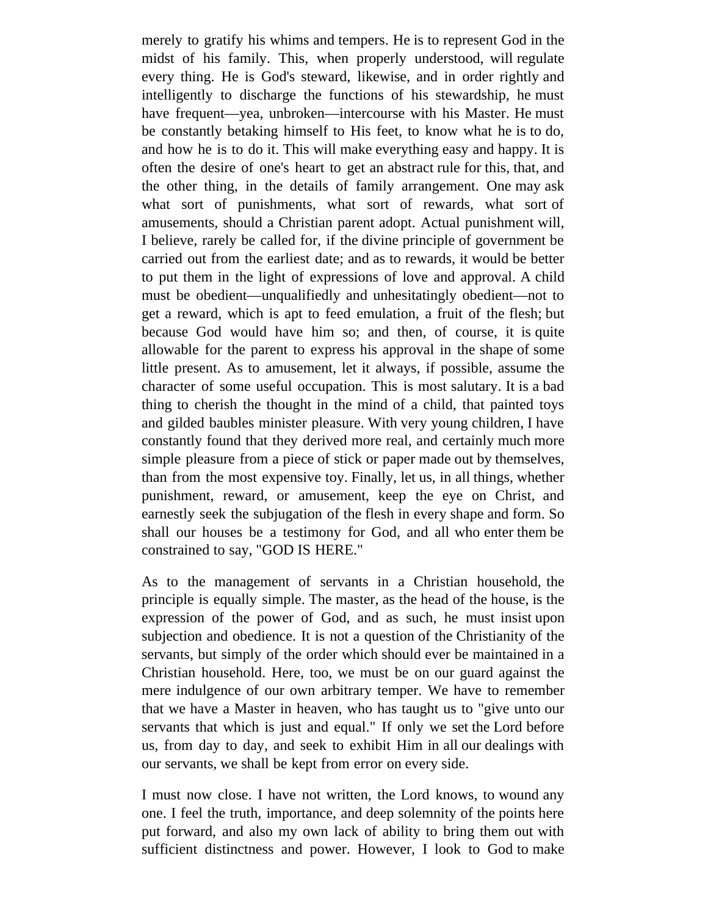merely to gratify his whims and tempers. He is to represent God in the midst of his family. This, when properly understood, will regulate every thing. He is God's steward, likewise, and in order rightly and intelligently to discharge the functions of his stewardship, he must have frequent—yea, unbroken—intercourse with his Master. He must be constantly betaking himself to His feet, to know what he is to do, and how he is to do it. This will make everything easy and happy. It is often the desire of one's heart to get an abstract rule for this, that, and the other thing, in the details of family arrangement. One may ask what sort of punishments, what sort of rewards, what sort of amusements, should a Christian parent adopt. Actual punishment will, I believe, rarely be called for, if the divine principle of government be carried out from the earliest date; and as to rewards, it would be better to put them in the light of expressions of love and approval. A child must be obedient—unqualifiedly and unhesitatingly obedient—not to get a reward, which is apt to feed emulation, a fruit of the flesh; but because God would have him so; and then, of course, it is quite allowable for the parent to express his approval in the shape of some little present. As to amusement, let it always, if possible, assume the character of some useful occupation. This is most salutary. It is a bad thing to cherish the thought in the mind of a child, that painted toys and gilded baubles minister pleasure. With very young children, I have constantly found that they derived more real, and certainly much more simple pleasure from a piece of stick or paper made out by themselves, than from the most expensive toy. Finally, let us, in all things, whether punishment, reward, or amusement, keep the eye on Christ, and earnestly seek the subjugation of the flesh in every shape and form. So shall our houses be a testimony for God, and all who enter them be constrained to say, "GOD IS HERE."

As to the management of servants in a Christian household, the principle is equally simple. The master, as the head of the house, is the expression of the power of God, and as such, he must insist upon subjection and obedience. It is not a question of the Christianity of the servants, but simply of the order which should ever be maintained in a Christian household. Here, too, we must be on our guard against the mere indulgence of our own arbitrary temper. We have to remember that we have a Master in heaven, who has taught us to "give unto our servants that which is just and equal." If only we set the Lord before us, from day to day, and seek to exhibit Him in all our dealings with our servants, we shall be kept from error on every side.

I must now close. I have not written, the Lord knows, to wound any one. I feel the truth, importance, and deep solemnity of the points here put forward, and also my own lack of ability to bring them out with sufficient distinctness and power. However, I look to God to make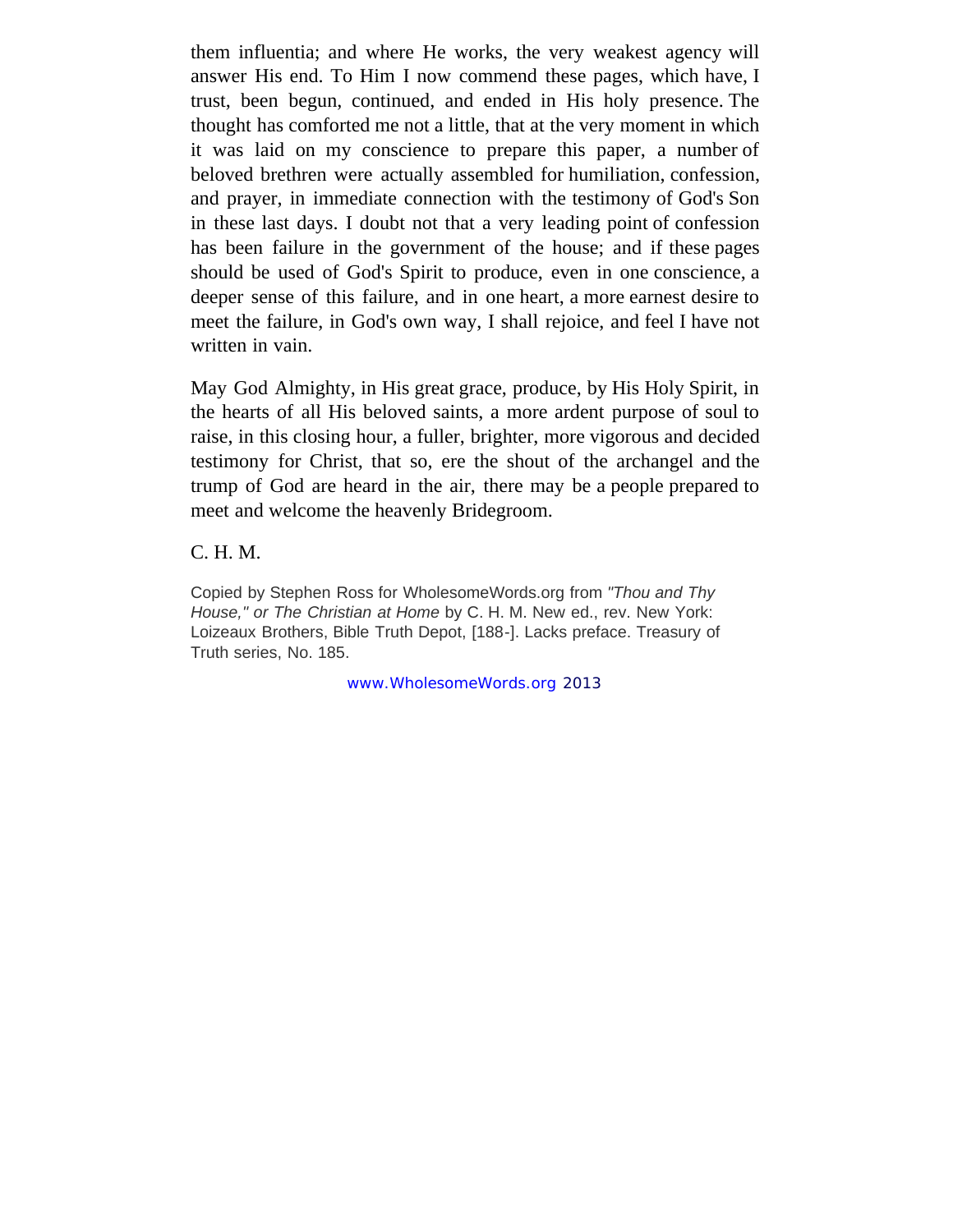them influentia; and where He works, the very weakest agency will answer His end. To Him I now commend these pages, which have, I trust, been begun, continued, and ended in His holy presence. The thought has comforted me not a little, that at the very moment in which it was laid on my conscience to prepare this paper, a number of beloved brethren were actually assembled for humiliation, confession, and prayer, in immediate connection with the testimony of God's Son in these last days. I doubt not that a very leading point of confession has been failure in the government of the house; and if these pages should be used of God's Spirit to produce, even in one conscience, a deeper sense of this failure, and in one heart, a more earnest desire to meet the failure, in God's own way, I shall rejoice, and feel I have not written in vain.

May God Almighty, in His great grace, produce, by His Holy Spirit, in the hearts of all His beloved saints, a more ardent purpose of soul to raise, in this closing hour, a fuller, brighter, more vigorous and decided testimony for Christ, that so, ere the shout of the archangel and the trump of God are heard in the air, there may be a people prepared to meet and welcome the heavenly Bridegroom.

C. H. M.

Copied by Stephen Ross for WholesomeWords.org from *"Thou and Thy House," or The Christian at Home* by C. H. M. New ed., rev. New York: Loizeaux Brothers, Bible Truth Depot, [188-]. Lacks preface. Treasury of Truth series, No. 185.

www.WholesomeWords.org 2013